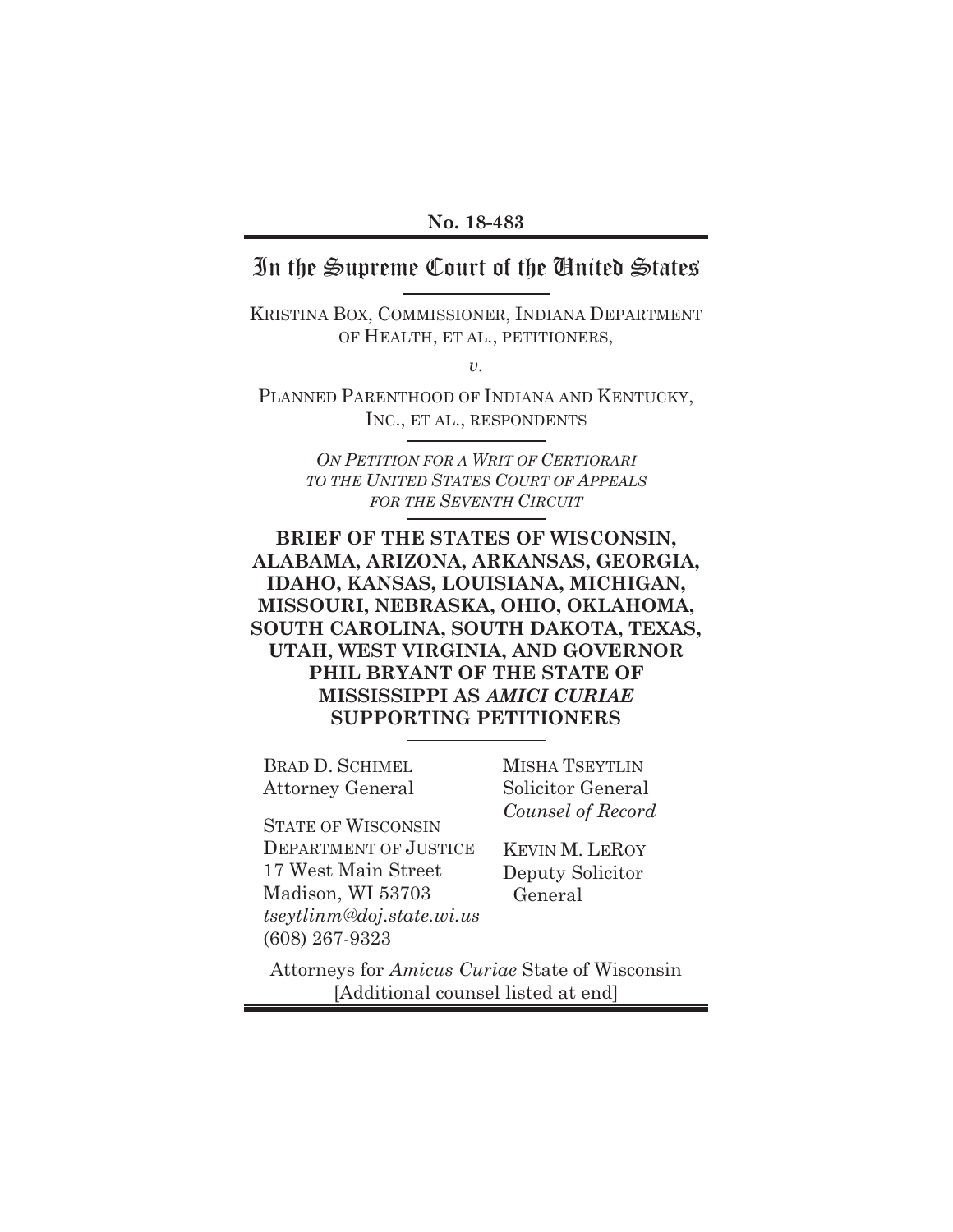**No. 18-483**

# In the Supreme Court of the United States

KRISTINA BOX, COMMISSIONER, INDIANA DEPARTMENT OF HEALTH, ET AL., PETITIONERS,

*v.*

PLANNED PARENTHOOD OF INDIANA AND KENTUCKY, INC., ET AL., RESPONDENTS

*ON PETITION FOR A WRIT OF CERTIORARI TO THE UNITED STATES COURT OF APPEALS FOR THE SEVENTH CIRCUIT*

**BRIEF OF THE STATES OF WISCONSIN, ALABAMA, ARIZONA, ARKANSAS, GEORGIA, IDAHO, KANSAS, LOUISIANA, MICHIGAN, MISSOURI, NEBRASKA, OHIO, OKLAHOMA, SOUTH CAROLINA, SOUTH DAKOTA, TEXAS, UTAH, WEST VIRGINIA, AND GOVERNOR PHIL BRYANT OF THE STATE OF MISSISSIPPI AS *AMICI CURIAE* SUPPORTING PETITIONERS**

BRAD D. SCHIMEL
Attorney General

STATE OF WISCONSIN
DEPARTMENT OF JUSTICE
17 West Main Street
Madison, WI 53703
*tseytlinm@doj.state.wi.us*
(608) 267-9323

MISHA TSEYTLIN
Solicitor General
*Counsel of Record*

KEVIN M. LEROY
Deputy Solicitor General

Attorneys for *Amicus Curiae* State of Wisconsin
[Additional counsel listed at end]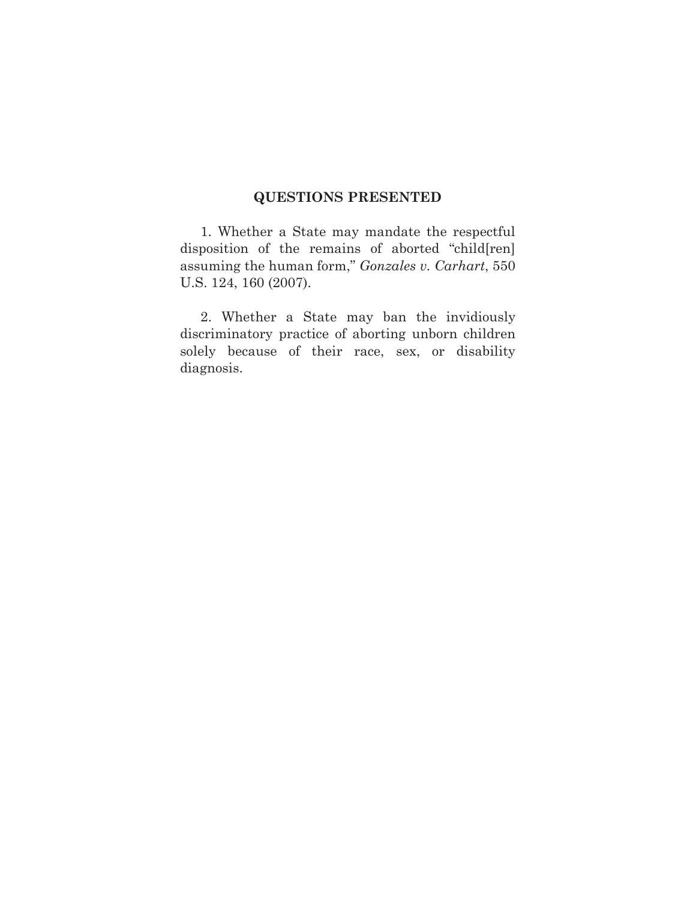## QUESTIONS PRESENTED

1. Whether a State may mandate the respectful disposition of the remains of aborted "child[ren] assuming the human form," *Gonzales v. Carhart*, 550 U.S. 124, 160 (2007).

2. Whether a State may ban the invidiously discriminatory practice of aborting unborn children solely because of their race, sex, or disability diagnosis.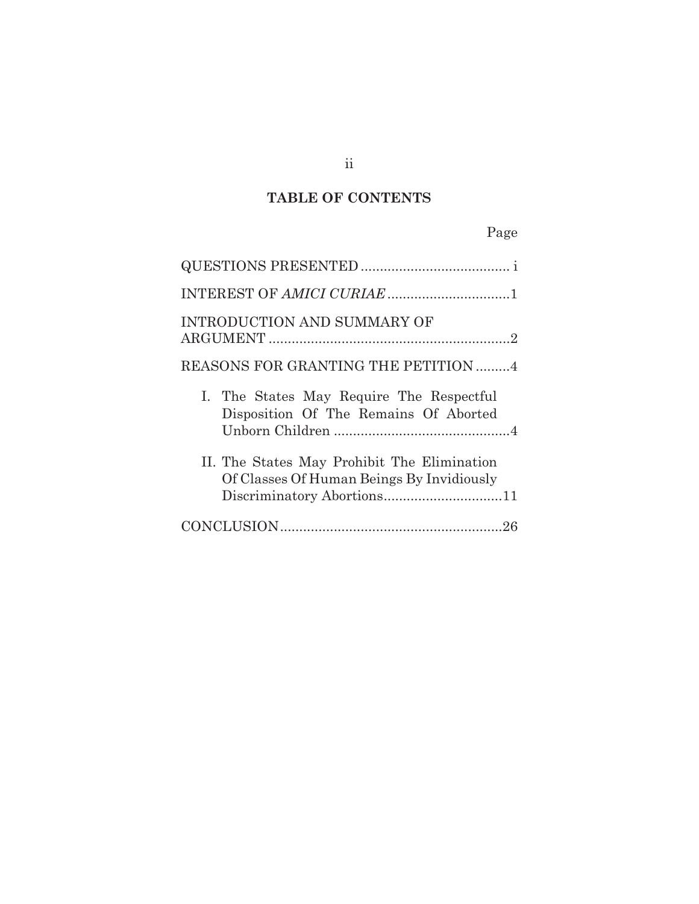## TABLE OF CONTENTS

| | Page |
|---|---|
| QUESTIONS PRESENTED | i |
| INTEREST OF *AMICI CURIAE* | 1 |
| INTRODUCTION AND SUMMARY OF ARGUMENT | 2 |
| REASONS FOR GRANTING THE PETITION | 4 |
| I. The States May Require The Respectful Disposition Of The Remains Of Aborted Unborn Children | 4 |
| II. The States May Prohibit The Elimination Of Classes Of Human Beings By Invidiously Discriminatory Abortions | 11 |
| CONCLUSION | 26 |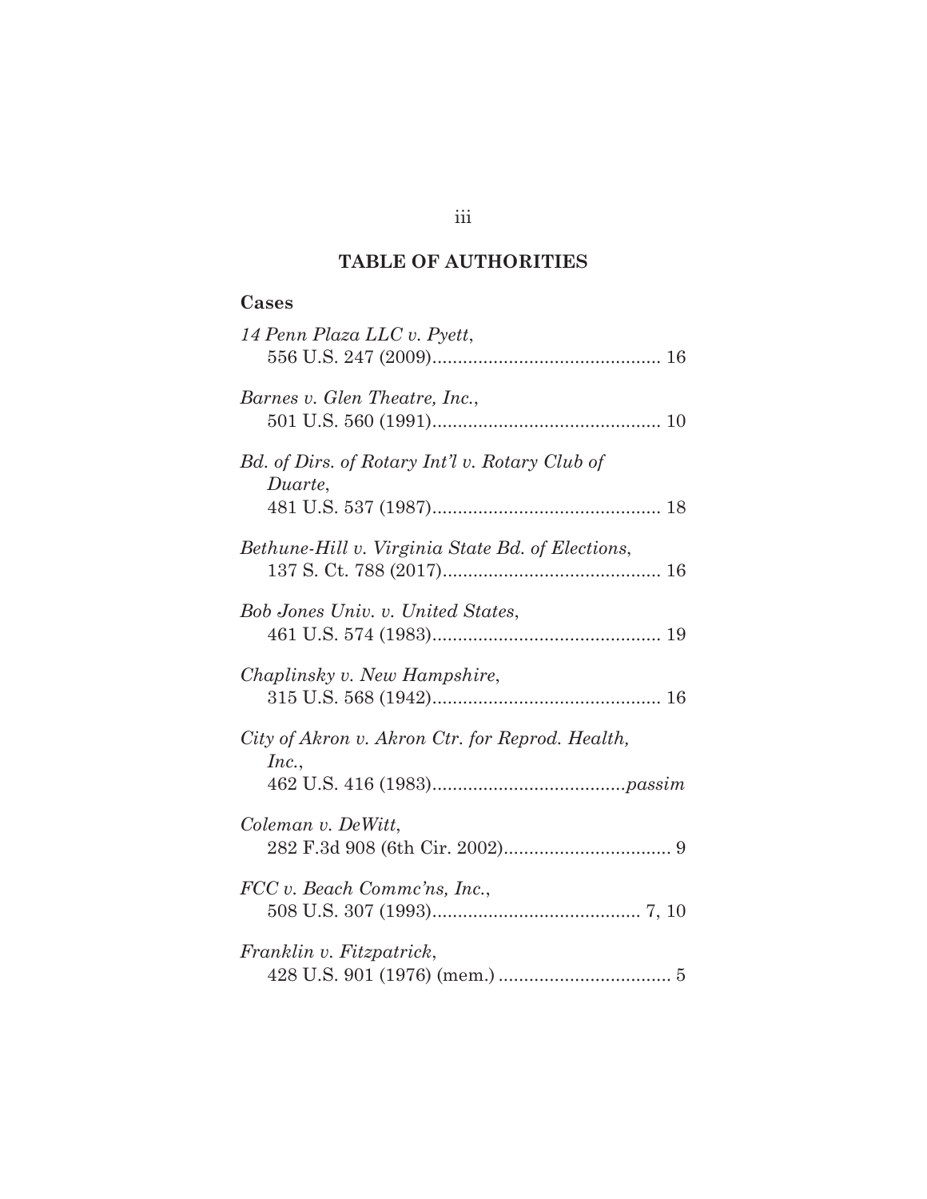## TABLE OF AUTHORITIES

### Cases

*14 Penn Plaza LLC v. Pyett*,
556 U.S. 247 (2009)............................................ 16

*Barnes v. Glen Theatre, Inc.*,
501 U.S. 560 (1991)............................................ 10

*Bd. of Dirs. of Rotary Int'l v. Rotary Club of Duarte*,
481 U.S. 537 (1987)............................................ 18

*Bethune-Hill v. Virginia State Bd. of Elections*,
137 S. Ct. 788 (2017).......................................... 16

*Bob Jones Univ. v. United States*,
461 U.S. 574 (1983)............................................ 19

*Chaplinsky v. New Hampshire*,
315 U.S. 568 (1942)............................................ 16

*City of Akron v. Akron Ctr. for Reprod. Health, Inc.*,
462 U.S. 416 (1983).....................................*passim*

*Coleman v. DeWitt*,
282 F.3d 908 (6th Cir. 2002)................................ 9

*FCC v. Beach Commc'ns, Inc.*,
508 U.S. 307 (1993)........................................ 7, 10

*Franklin v. Fitzpatrick*,
428 U.S. 901 (1976) (mem.) .................................. 5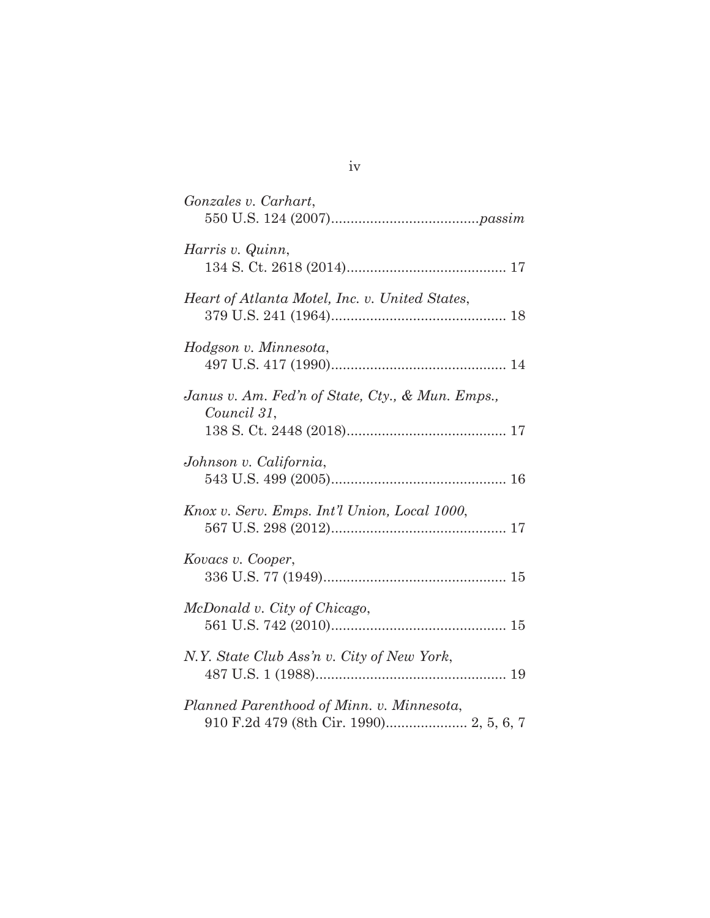*Gonzales v. Carhart*,
550 U.S. 124 (2007)......................................*passim*

*Harris v. Quinn*,
134 S. Ct. 2618 (2014)......................................... 17

*Heart of Atlanta Motel, Inc. v. United States*,
379 U.S. 241 (1964)............................................. 18

*Hodgson v. Minnesota*,
497 U.S. 417 (1990)............................................. 14

*Janus v. Am. Fed'n of State, Cty., & Mun. Emps., Council 31*,
138 S. Ct. 2448 (2018)......................................... 17

*Johnson v. California*,
543 U.S. 499 (2005)............................................. 16

*Knox v. Serv. Emps. Int'l Union, Local 1000*,
567 U.S. 298 (2012)............................................. 17

*Kovacs v. Cooper*,
336 U.S. 77 (1949)............................................... 15

*McDonald v. City of Chicago*,
561 U.S. 742 (2010)............................................. 15

*N.Y. State Club Ass'n v. City of New York*,
487 U.S. 1 (1988)................................................. 19

*Planned Parenthood of Minn. v. Minnesota*,
910 F.2d 479 (8th Cir. 1990)..................... 2, 5, 6, 7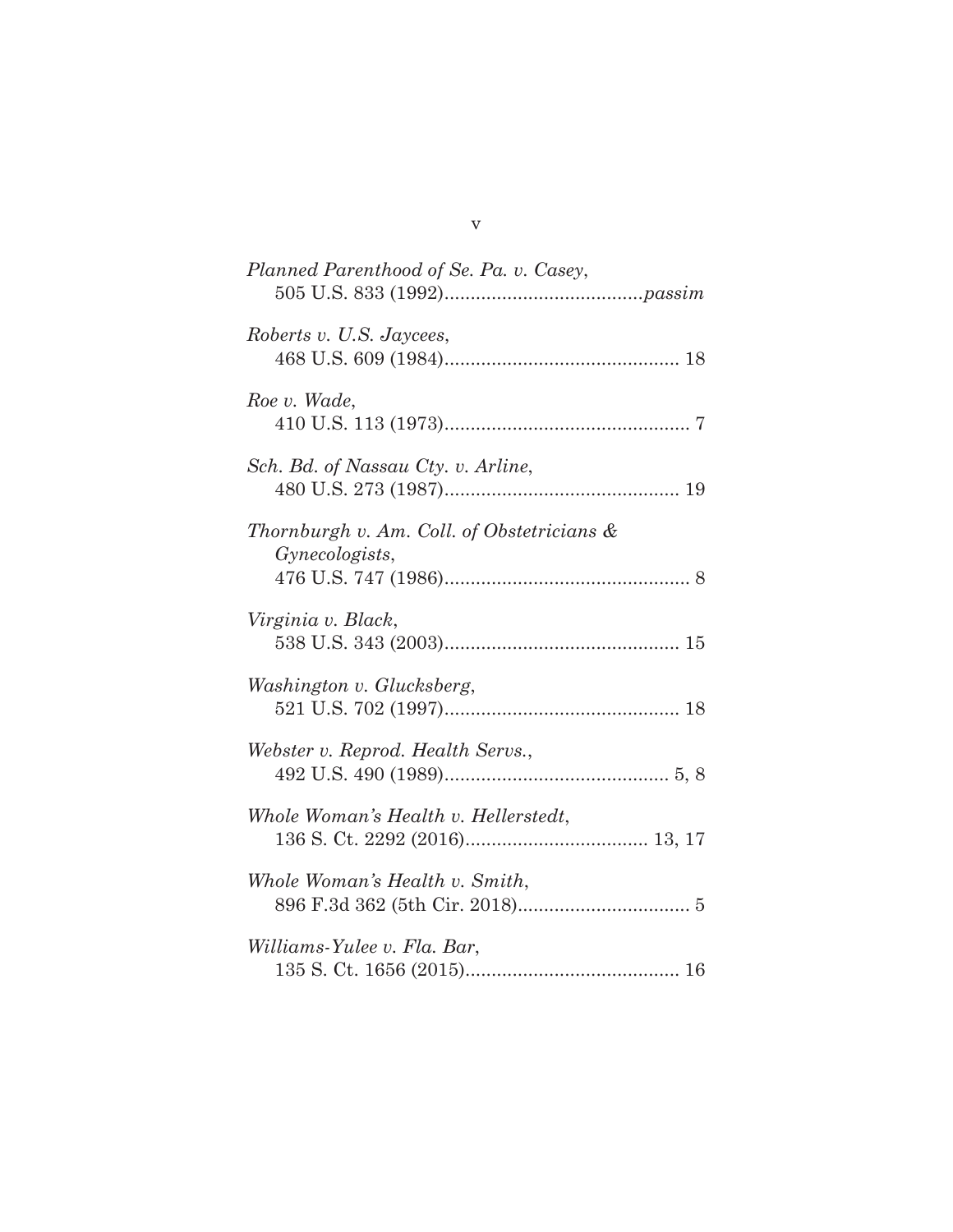*Planned Parenthood of Se. Pa. v. Casey*,
505 U.S. 833 (1992).....................................*passim*

*Roberts v. U.S. Jaycees*,
468 U.S. 609 (1984)............................................ 18

*Roe v. Wade*,
410 U.S. 113 (1973).............................................. 7

*Sch. Bd. of Nassau Cty. v. Arline*,
480 U.S. 273 (1987)............................................ 19

*Thornburgh v. Am. Coll. of Obstetricians & Gynecologists*,
476 U.S. 747 (1986).............................................. 8

*Virginia v. Black*,
538 U.S. 343 (2003)............................................ 15

*Washington v. Glucksberg*,
521 U.S. 702 (1997)............................................ 18

*Webster v. Reprod. Health Servs.*,
492 U.S. 490 (1989).......................................... 5, 8

*Whole Woman's Health v. Hellerstedt*,
136 S. Ct. 2292 (2016).................................. 13, 17

*Whole Woman's Health v. Smith*,
896 F.3d 362 (5th Cir. 2018)................................ 5

*Williams-Yulee v. Fla. Bar*,
135 S. Ct. 1656 (2015)........................................ 16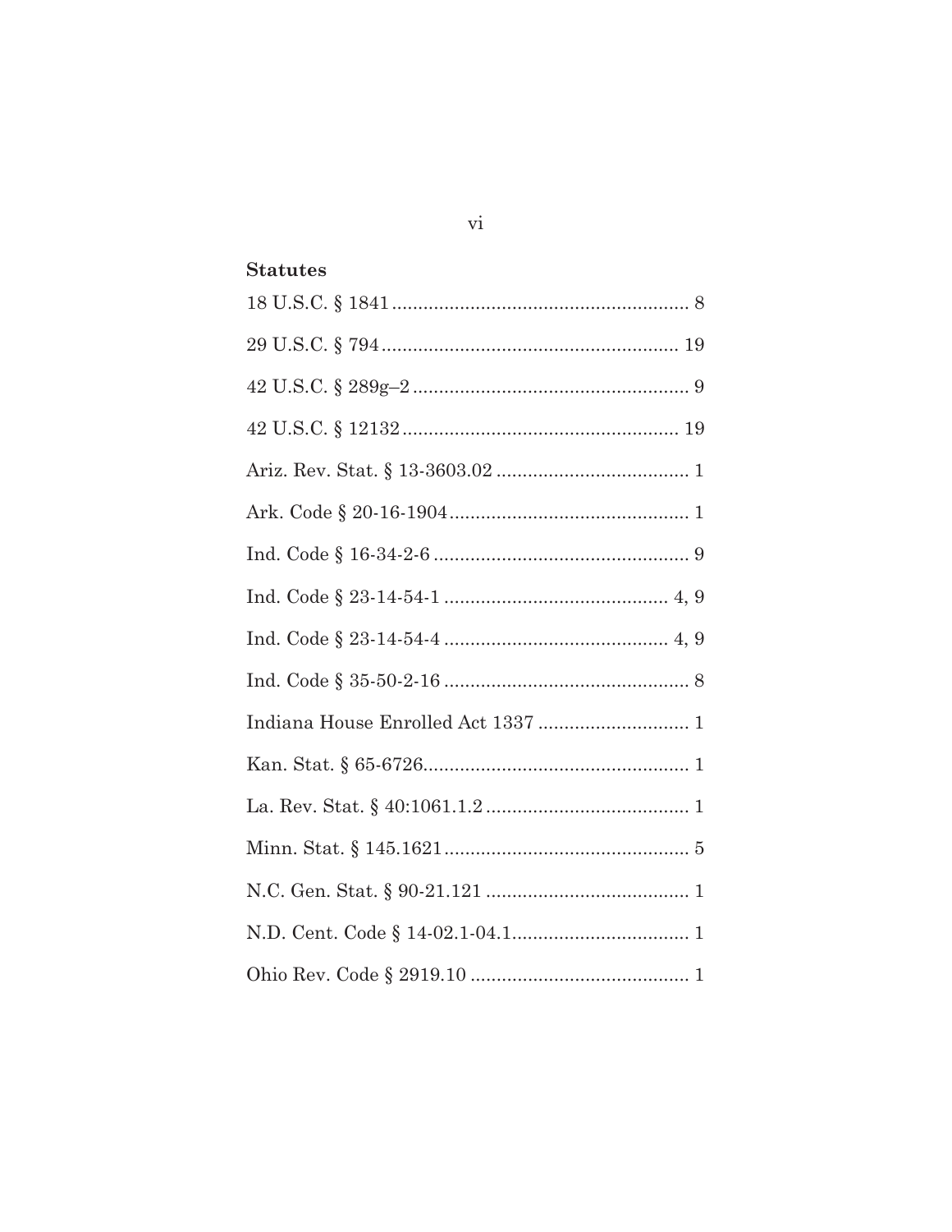**Statutes**

18 U.S.C. § 1841 ........................................................ 8

29 U.S.C. § 794 ........................................................ 19

42 U.S.C. § 289g–2 ..................................................... 9

42 U.S.C. § 12132 ..................................................... 19

Ariz. Rev. Stat. § 13-3603.02 ..................................... 1

Ark. Code § 20-16-1904 .............................................. 1

Ind. Code § 16-34-2-6 ................................................. 9

Ind. Code § 23-14-54-1 ........................................... 4, 9

Ind. Code § 23-14-54-4 ........................................... 4, 9

Ind. Code § 35-50-2-16 ............................................... 8

Indiana House Enrolled Act 1337 ............................. 1

Kan. Stat. § 65-6726................................................... 1

La. Rev. Stat. § 40:1061.1.2 ....................................... 1

Minn. Stat. § 145.1621 ............................................... 5

N.C. Gen. Stat. § 90-21.121 ....................................... 1

N.D. Cent. Code § 14-02.1-04.1.................................. 1

Ohio Rev. Code § 2919.10 .......................................... 1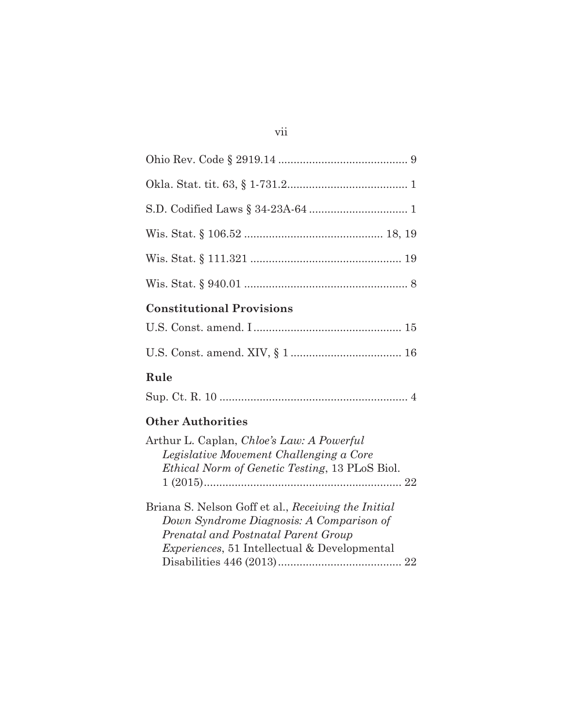Ohio Rev. Code § 2919.14 .......................................... 9

Okla. Stat. tit. 63, § 1-731.2....................................... 1

S.D. Codified Laws § 34-23A-64 ................................ 1

Wis. Stat. § 106.52 ............................................. 18, 19

Wis. Stat. § 111.321 ................................................. 19

Wis. Stat. § 940.01 ..................................................... 8

### Constitutional Provisions

U.S. Const. amend. I ................................................ 15

U.S. Const. amend. XIV, § 1 .................................... 16

### Rule

Sup. Ct. R. 10 ............................................................. 4

### Other Authorities

Arthur L. Caplan, *Chloe's Law: A Powerful Legislative Movement Challenging a Core Ethical Norm of Genetic Testing*, 13 PLoS Biol. 1 (2015)................................................................ 22

Briana S. Nelson Goff et al., *Receiving the Initial Down Syndrome Diagnosis: A Comparison of Prenatal and Postnatal Parent Group Experiences*, 51 Intellectual & Developmental Disabilities 446 (2013)........................................ 22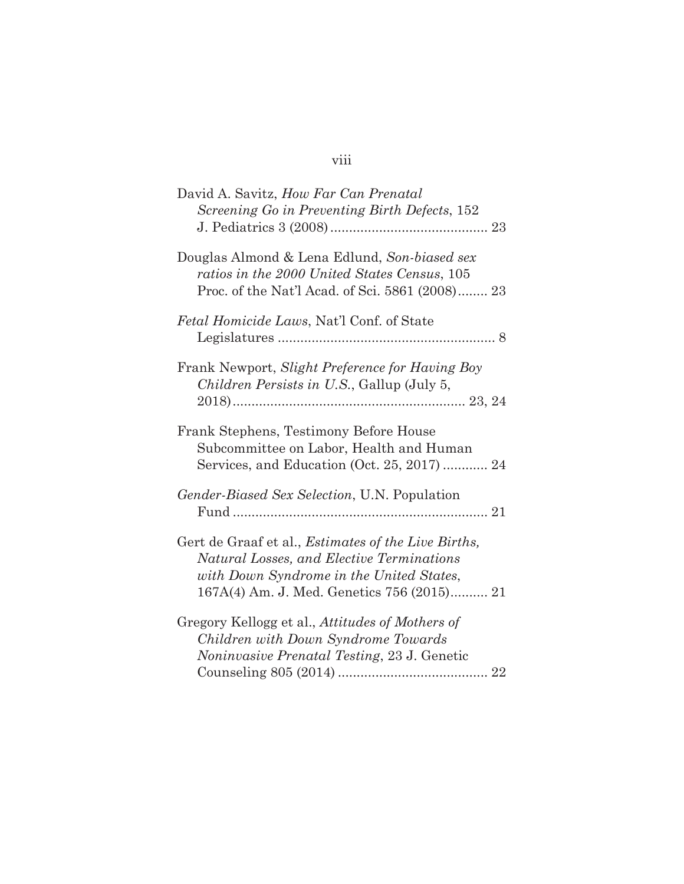David A. Savitz, *How Far Can Prenatal Screening Go in Preventing Birth Defects*, 152 J. Pediatrics 3 (2008) .......................................... 23

Douglas Almond & Lena Edlund, *Son-biased sex ratios in the 2000 United States Census*, 105 Proc. of the Nat'l Acad. of Sci. 5861 (2008)........ 23

*Fetal Homicide Laws*, Nat'l Conf. of State Legislatures .......................................................... 8

Frank Newport, *Slight Preference for Having Boy Children Persists in U.S.*, Gallup (July 5, 2018).............................................................. 23, 24

Frank Stephens, Testimony Before House Subcommittee on Labor, Health and Human Services, and Education (Oct. 25, 2017) ............ 24

*Gender-Biased Sex Selection*, U.N. Population Fund ................................................................... 21

Gert de Graaf et al., *Estimates of the Live Births, Natural Losses, and Elective Terminations with Down Syndrome in the United States*, 167A(4) Am. J. Med. Genetics 756 (2015).......... 21

Gregory Kellogg et al., *Attitudes of Mothers of Children with Down Syndrome Towards Noninvasive Prenatal Testing*, 23 J. Genetic Counseling 805 (2014) ....................................... 22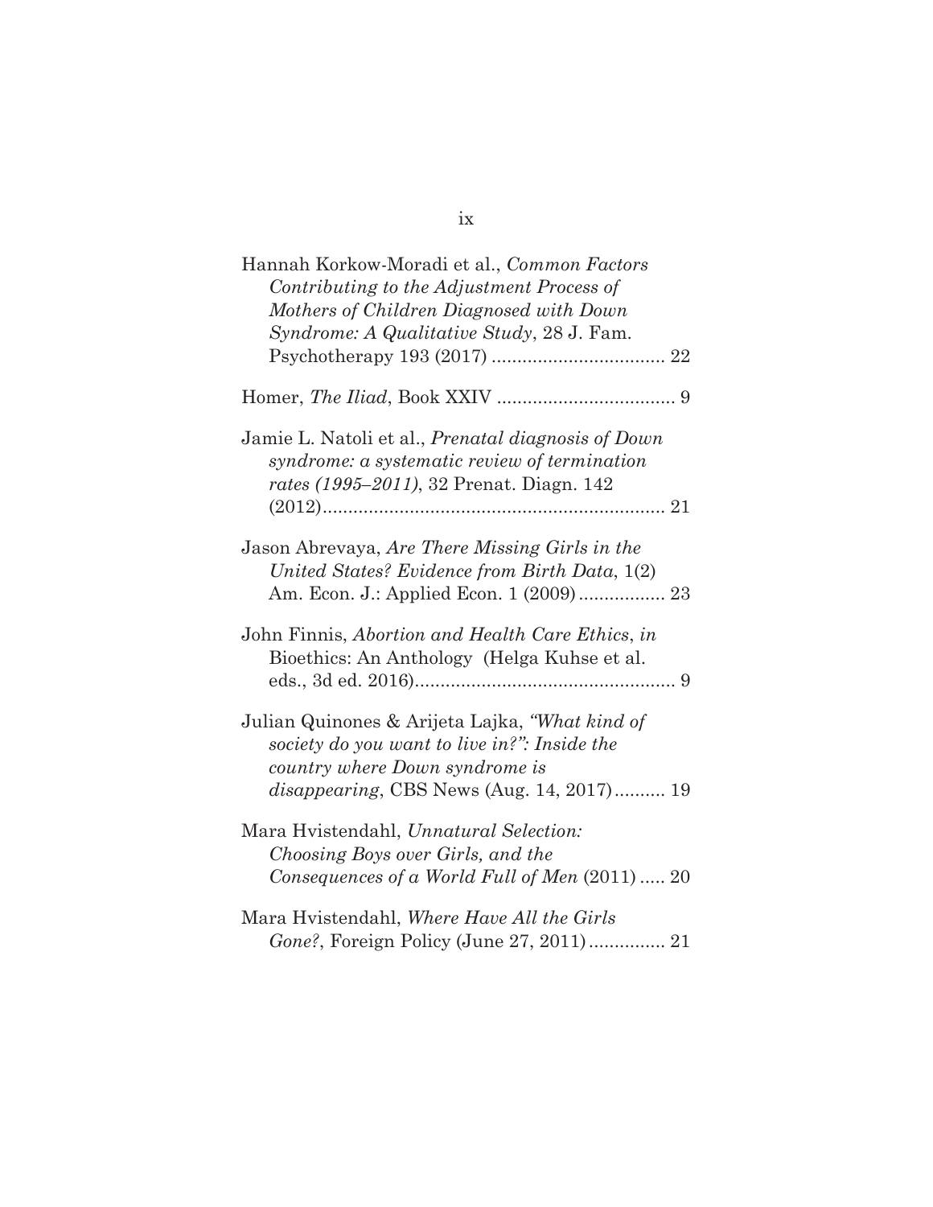Hannah Korkow-Moradi et al., *Common Factors Contributing to the Adjustment Process of Mothers of Children Diagnosed with Down Syndrome: A Qualitative Study*, 28 J. Fam. Psychotherapy 193 (2017) .................................. 22

Homer, *The Iliad*, Book XXIV ................................... 9

Jamie L. Natoli et al., *Prenatal diagnosis of Down syndrome: a systematic review of termination rates (1995–2011)*, 32 Prenat. Diagn. 142 (2012)................................................................... 21

Jason Abrevaya, *Are There Missing Girls in the United States? Evidence from Birth Data*, 1(2) Am. Econ. J.: Applied Econ. 1 (2009)................. 23

John Finnis, *Abortion and Health Care Ethics*, *in* Bioethics: An Anthology (Helga Kuhse et al. eds., 3d ed. 2016)................................................... 9

Julian Quinones & Arijeta Lajka, *"What kind of society do you want to live in?": Inside the country where Down syndrome is disappearing*, CBS News (Aug. 14, 2017).......... 19

Mara Hvistendahl, *Unnatural Selection: Choosing Boys over Girls, and the Consequences of a World Full of Men* (2011) ..... 20

Mara Hvistendahl, *Where Have All the Girls Gone?*, Foreign Policy (June 27, 2011)............... 21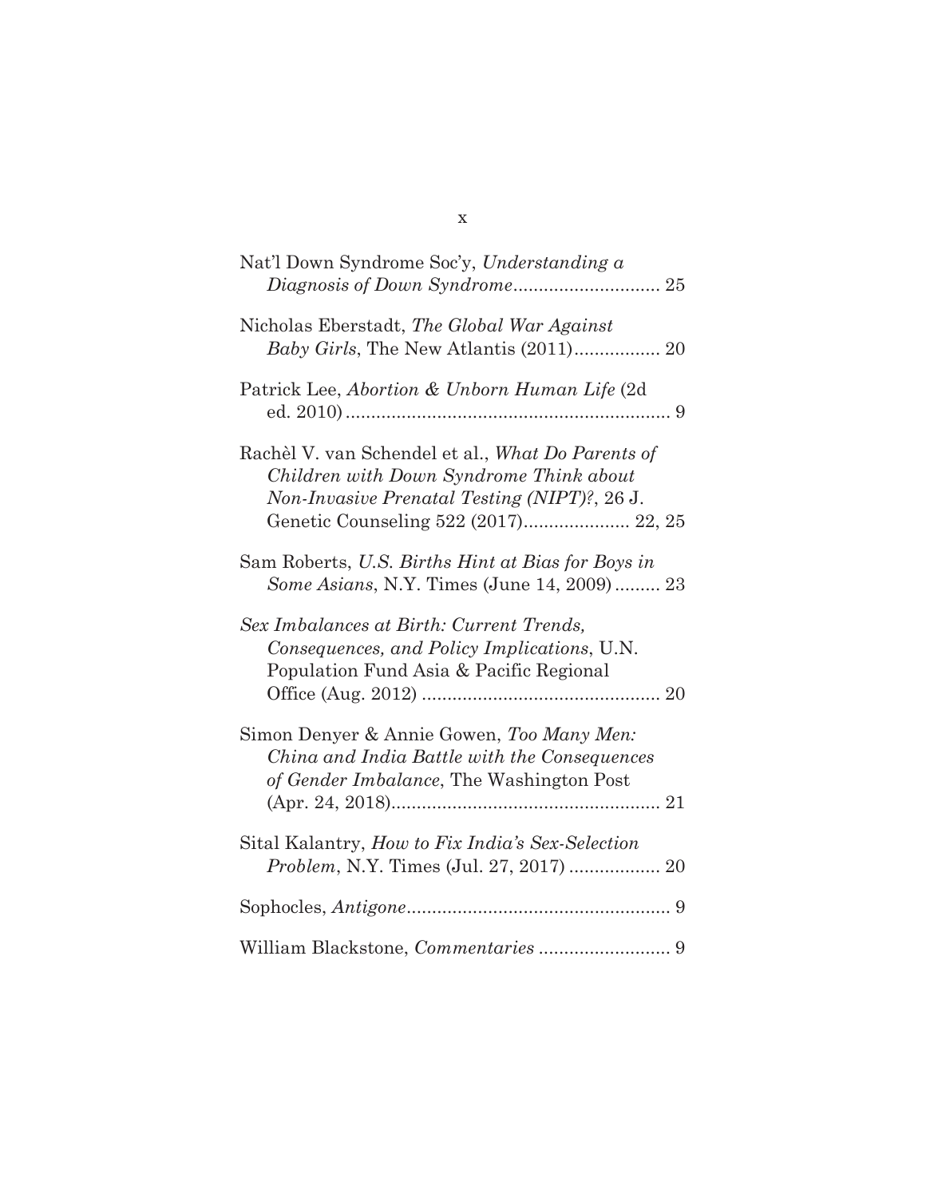Nat'l Down Syndrome Soc'y, *Understanding a Diagnosis of Down Syndrome*............................ 25

Nicholas Eberstadt, *The Global War Against Baby Girls*, The New Atlantis (2011)................. 20

Patrick Lee, *Abortion & Unborn Human Life* (2d ed. 2010)................................................................ 9

Rachèl V. van Schendel et al., *What Do Parents of Children with Down Syndrome Think about Non-Invasive Prenatal Testing (NIPT)?*, 26 J. Genetic Counseling 522 (2017)..................... 22, 25

Sam Roberts, *U.S. Births Hint at Bias for Boys in Some Asians*, N.Y. Times (June 14, 2009)......... 23

*Sex Imbalances at Birth: Current Trends, Consequences, and Policy Implications*, U.N. Population Fund Asia & Pacific Regional Office (Aug. 2012) ............................................... 20

Simon Denyer & Annie Gowen, *Too Many Men: China and India Battle with the Consequences of Gender Imbalance*, The Washington Post (Apr. 24, 2018)..................................................... 21

Sital Kalantry, *How to Fix India's Sex-Selection Problem*, N.Y. Times (Jul. 27, 2017) .................. 20

Sophocles, *Antigone*.................................................... 9

William Blackstone, *Commentaries* .......................... 9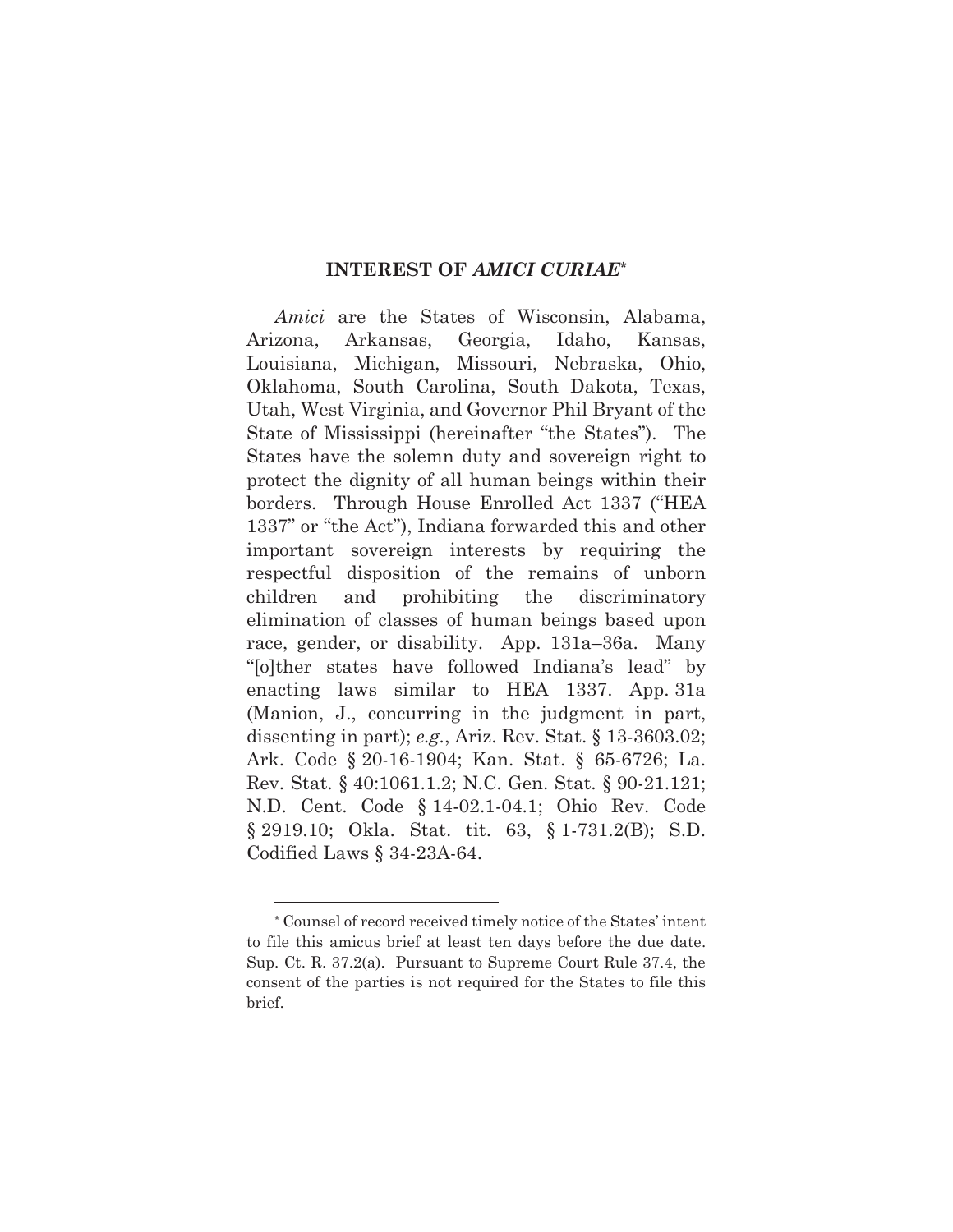## INTEREST OF *AMICI CURIAE*[*]

*Amici* are the States of Wisconsin, Alabama, Arizona, Arkansas, Georgia, Idaho, Kansas, Louisiana, Michigan, Missouri, Nebraska, Ohio, Oklahoma, South Carolina, South Dakota, Texas, Utah, West Virginia, and Governor Phil Bryant of the State of Mississippi (hereinafter "the States"). The States have the solemn duty and sovereign right to protect the dignity of all human beings within their borders. Through House Enrolled Act 1337 ("HEA 1337" or "the Act"), Indiana forwarded this and other important sovereign interests by requiring the respectful disposition of the remains of unborn children and prohibiting the discriminatory elimination of classes of human beings based upon race, gender, or disability. App. 131a–36a. Many "[o]ther states have followed Indiana's lead" by enacting laws similar to HEA 1337. App. 31a (Manion, J., concurring in the judgment in part, dissenting in part); *e.g.*, Ariz. Rev. Stat. § 13-3603.02; Ark. Code § 20-16-1904; Kan. Stat. § 65-6726; La. Rev. Stat. § 40:1061.1.2; N.C. Gen. Stat. § 90-21.121; N.D. Cent. Code § 14-02.1-04.1; Ohio Rev. Code § 2919.10; Okla. Stat. tit. 63, § 1-731.2(B); S.D. Codified Laws § 34-23A-64.

---

[*] Counsel of record received timely notice of the States' intent to file this amicus brief at least ten days before the due date. Sup. Ct. R. 37.2(a). Pursuant to Supreme Court Rule 37.4, the consent of the parties is not required for the States to file this brief.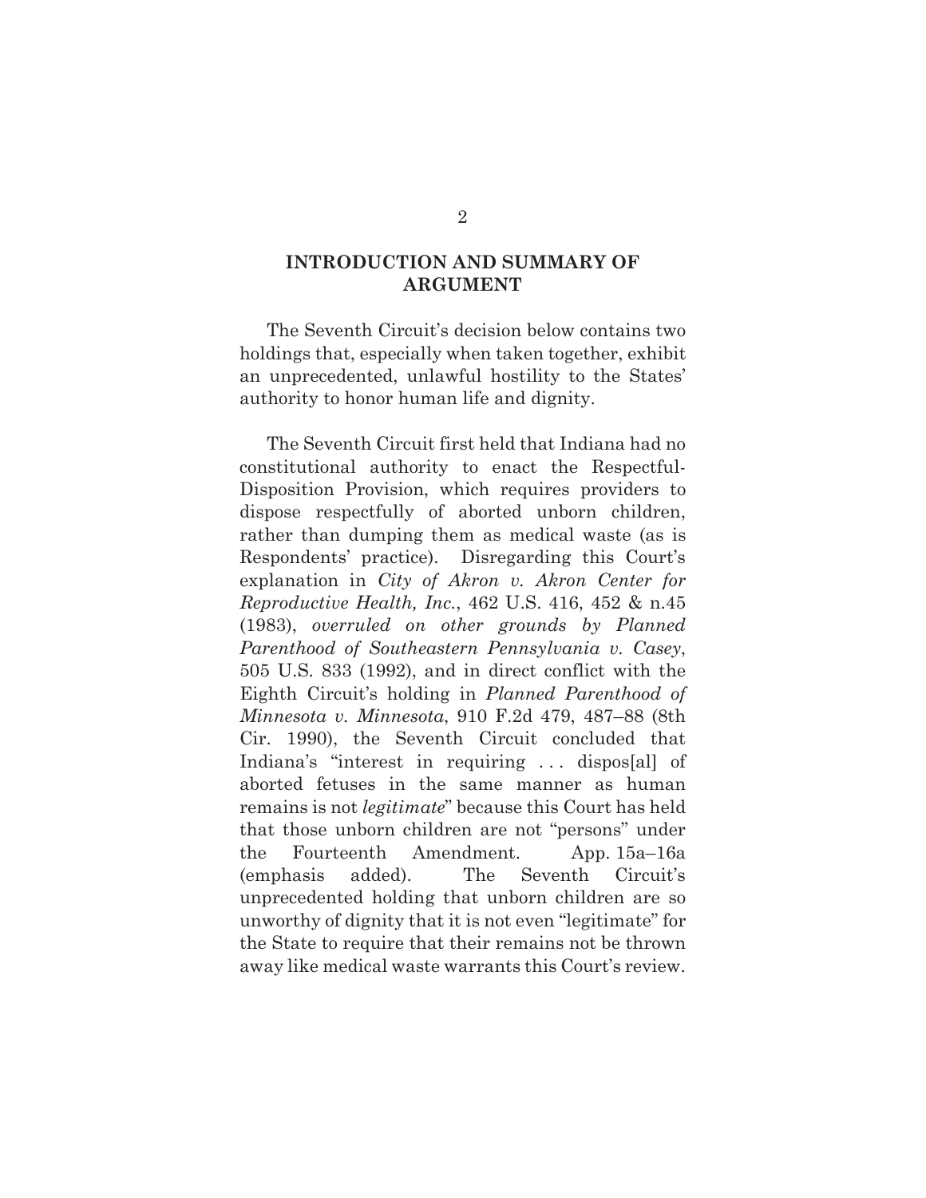## INTRODUCTION AND SUMMARY OF ARGUMENT

The Seventh Circuit's decision below contains two holdings that, especially when taken together, exhibit an unprecedented, unlawful hostility to the States' authority to honor human life and dignity.

The Seventh Circuit first held that Indiana had no constitutional authority to enact the Respectful-Disposition Provision, which requires providers to dispose respectfully of aborted unborn children, rather than dumping them as medical waste (as is Respondents' practice). Disregarding this Court's explanation in *City of Akron v. Akron Center for Reproductive Health, Inc.*, 462 U.S. 416, 452 & n.45 (1983), *overruled on other grounds by Planned Parenthood of Southeastern Pennsylvania v. Casey*, 505 U.S. 833 (1992), and in direct conflict with the Eighth Circuit's holding in *Planned Parenthood of Minnesota v. Minnesota*, 910 F.2d 479, 487–88 (8th Cir. 1990), the Seventh Circuit concluded that Indiana's "interest in requiring . . . dispos[al] of aborted fetuses in the same manner as human remains is not *legitimate*" because this Court has held that those unborn children are not "persons" under the Fourteenth Amendment. App. 15a–16a (emphasis added). The Seventh Circuit's unprecedented holding that unborn children are so unworthy of dignity that it is not even "legitimate" for the State to require that their remains not be thrown away like medical waste warrants this Court's review.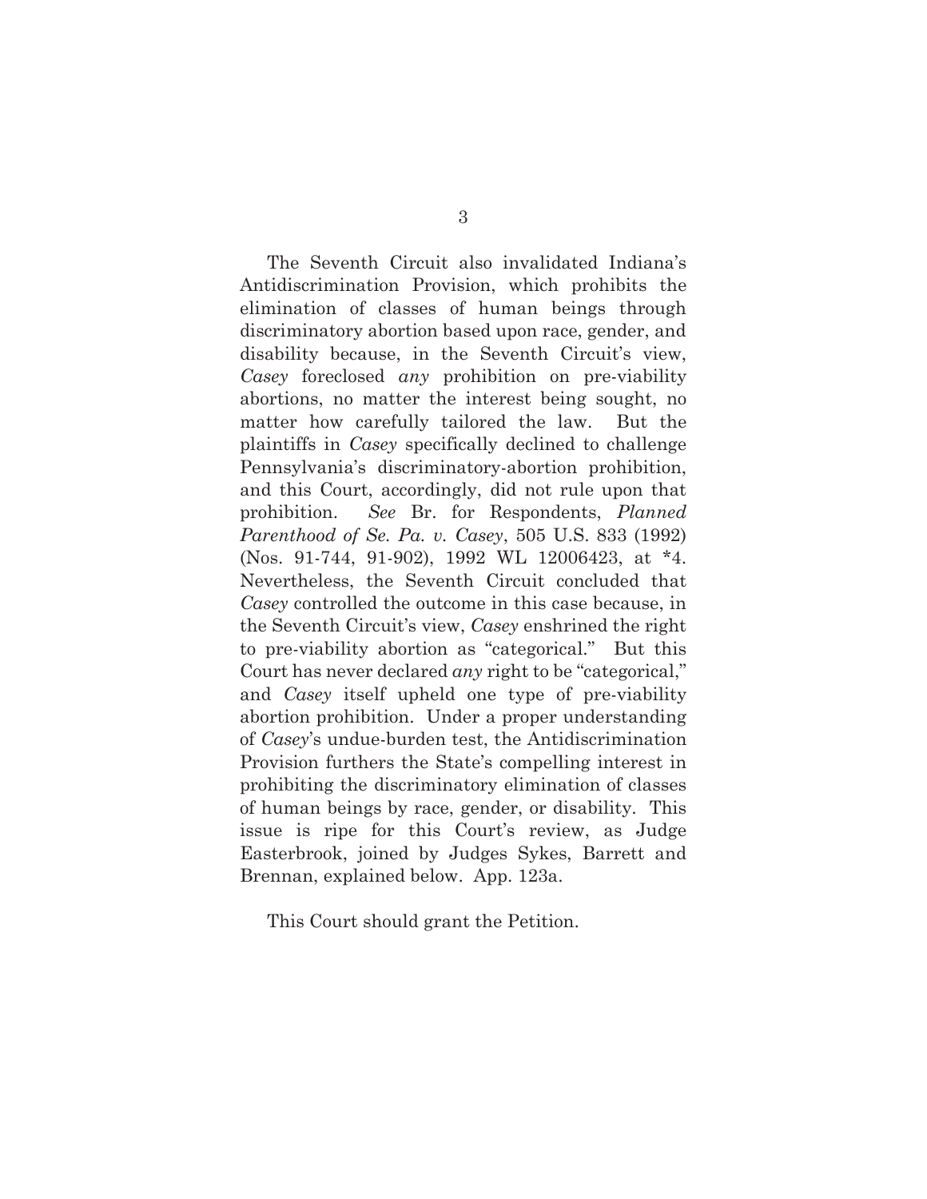The Seventh Circuit also invalidated Indiana's Antidiscrimination Provision, which prohibits the elimination of classes of human beings through discriminatory abortion based upon race, gender, and disability because, in the Seventh Circuit's view, *Casey* foreclosed *any* prohibition on pre-viability abortions, no matter the interest being sought, no matter how carefully tailored the law. But the plaintiffs in *Casey* specifically declined to challenge Pennsylvania's discriminatory-abortion prohibition, and this Court, accordingly, did not rule upon that prohibition. *See* Br. for Respondents, *Planned Parenthood of Se. Pa. v. Casey*, 505 U.S. 833 (1992) (Nos. 91-744, 91-902), 1992 WL 12006423, at *4. Nevertheless, the Seventh Circuit concluded that *Casey* controlled the outcome in this case because, in the Seventh Circuit's view, *Casey* enshrined the right to pre-viability abortion as "categorical." But this Court has never declared *any* right to be "categorical," and *Casey* itself upheld one type of pre-viability abortion prohibition. Under a proper understanding of *Casey*'s undue-burden test, the Antidiscrimination Provision furthers the State's compelling interest in prohibiting the discriminatory elimination of classes of human beings by race, gender, or disability. This issue is ripe for this Court's review, as Judge Easterbrook, joined by Judges Sykes, Barrett and Brennan, explained below. App. 123a.

This Court should grant the Petition.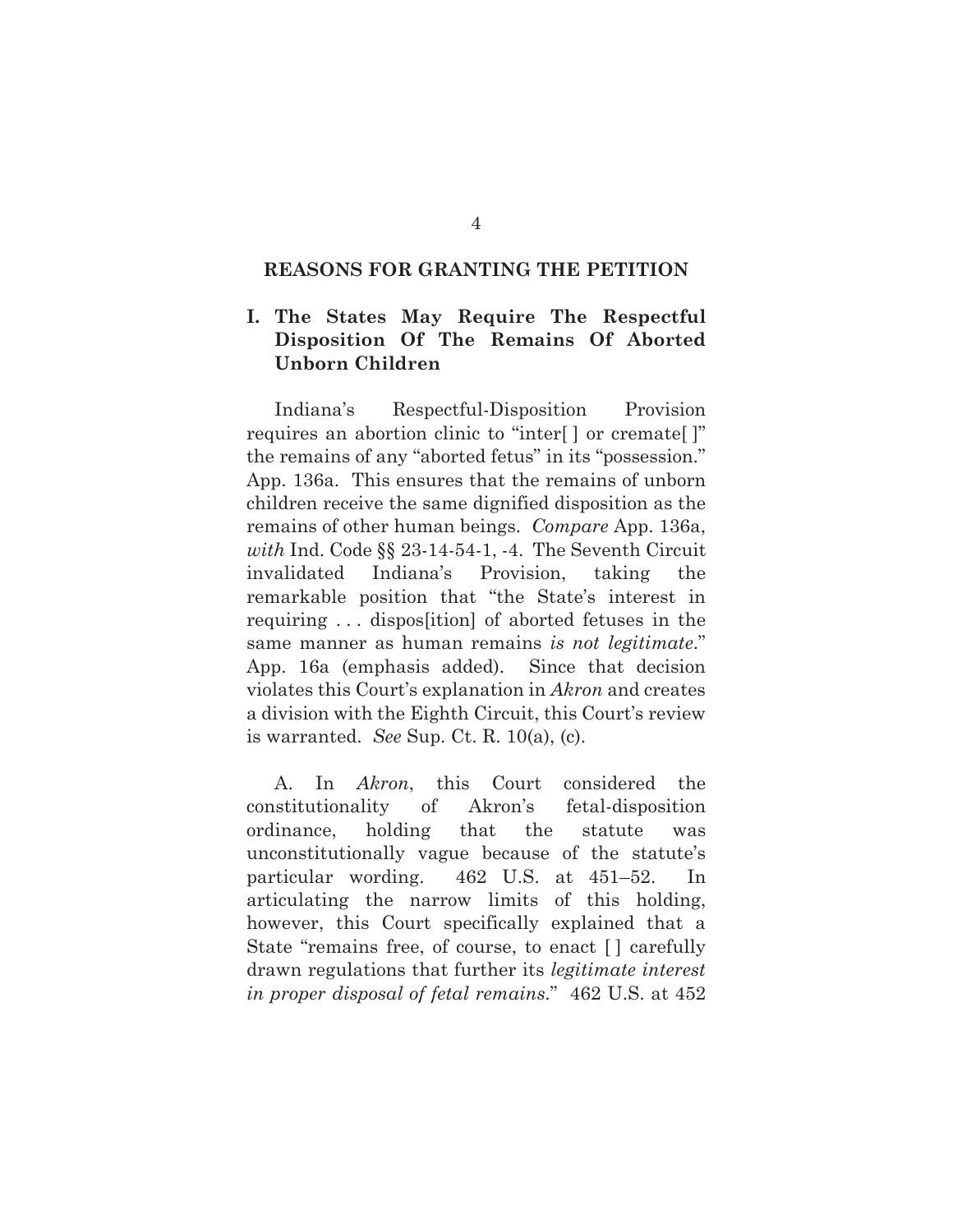## REASONS FOR GRANTING THE PETITION

### I. The States May Require The Respectful Disposition Of The Remains Of Aborted Unborn Children

Indiana's Respectful-Disposition Provision requires an abortion clinic to "inter[ ] or cremate[ ]" the remains of any "aborted fetus" in its "possession." App. 136a. This ensures that the remains of unborn children receive the same dignified disposition as the remains of other human beings. *Compare* App. 136a, *with* Ind. Code §§ 23-14-54-1, -4. The Seventh Circuit invalidated Indiana's Provision, taking the remarkable position that "the State's interest in requiring . . . dispos[ition] of aborted fetuses in the same manner as human remains *is not legitimate*." App. 16a (emphasis added). Since that decision violates this Court's explanation in *Akron* and creates a division with the Eighth Circuit, this Court's review is warranted. *See* Sup. Ct. R. 10(a), (c).

A. In *Akron*, this Court considered the constitutionality of Akron's fetal-disposition ordinance, holding that the statute was unconstitutionally vague because of the statute's particular wording. 462 U.S. at 451–52. In articulating the narrow limits of this holding, however, this Court specifically explained that a State "remains free, of course, to enact [ ] carefully drawn regulations that further its *legitimate interest in proper disposal of fetal remains*." 462 U.S. at 452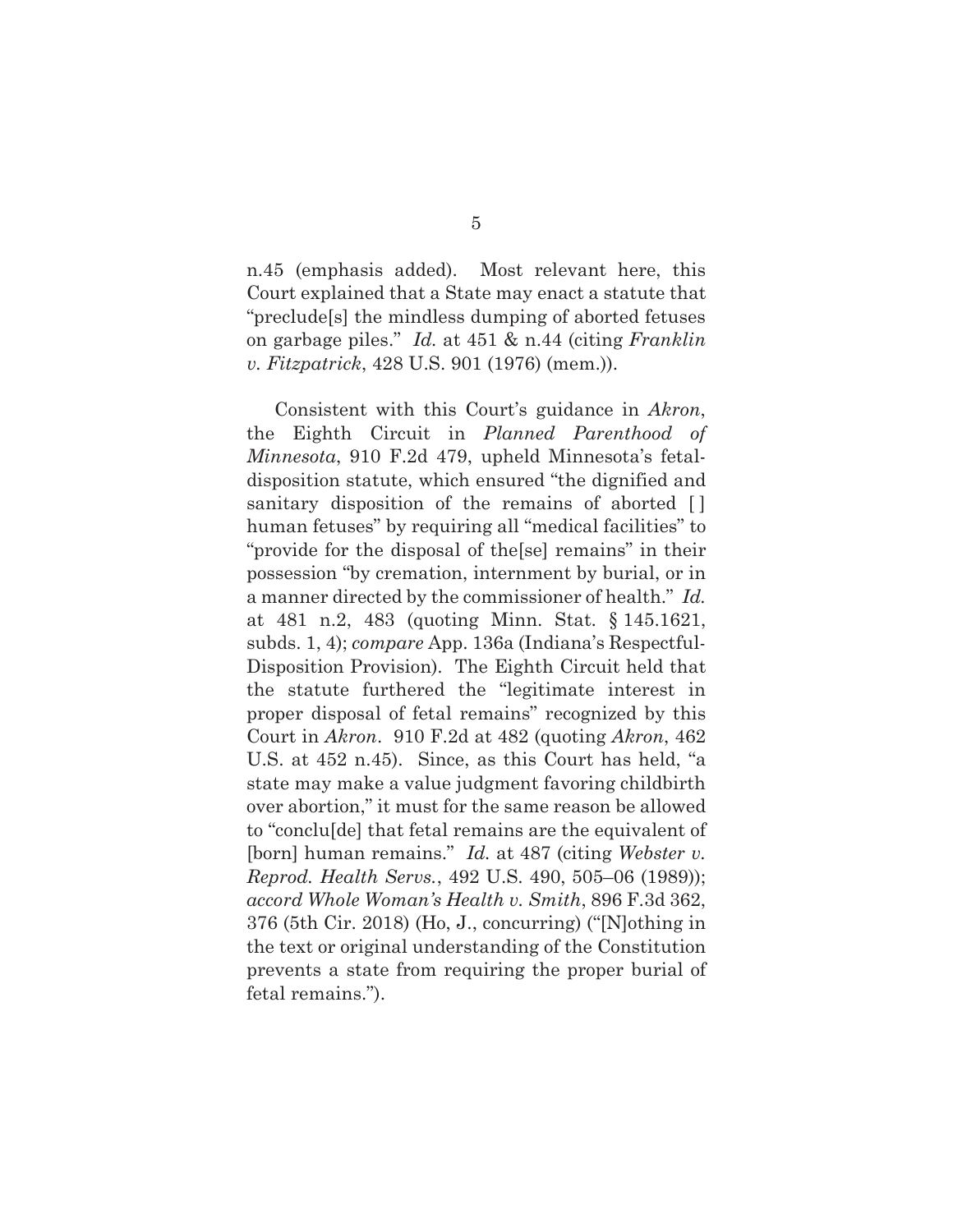n.45 (emphasis added). Most relevant here, this Court explained that a State may enact a statute that "preclude[s] the mindless dumping of aborted fetuses on garbage piles." *Id.* at 451 & n.44 (citing *Franklin v. Fitzpatrick*, 428 U.S. 901 (1976) (mem.)).

Consistent with this Court's guidance in *Akron*, the Eighth Circuit in *Planned Parenthood of Minnesota*, 910 F.2d 479, upheld Minnesota's fetal-disposition statute, which ensured "the dignified and sanitary disposition of the remains of aborted [ ] human fetuses" by requiring all "medical facilities" to "provide for the disposal of the[se] remains" in their possession "by cremation, internment by burial, or in a manner directed by the commissioner of health." *Id.* at 481 n.2, 483 (quoting Minn. Stat. § 145.1621, subds. 1, 4); *compare* App. 136a (Indiana's Respectful-Disposition Provision). The Eighth Circuit held that the statute furthered the "legitimate interest in proper disposal of fetal remains" recognized by this Court in *Akron*. 910 F.2d at 482 (quoting *Akron*, 462 U.S. at 452 n.45). Since, as this Court has held, "a state may make a value judgment favoring childbirth over abortion," it must for the same reason be allowed to "conclu[de] that fetal remains are the equivalent of [born] human remains." *Id.* at 487 (citing *Webster v. Reprod. Health Servs.*, 492 U.S. 490, 505–06 (1989)); *accord Whole Woman's Health v. Smith*, 896 F.3d 362, 376 (5th Cir. 2018) (Ho, J., concurring) ("[N]othing in the text or original understanding of the Constitution prevents a state from requiring the proper burial of fetal remains.").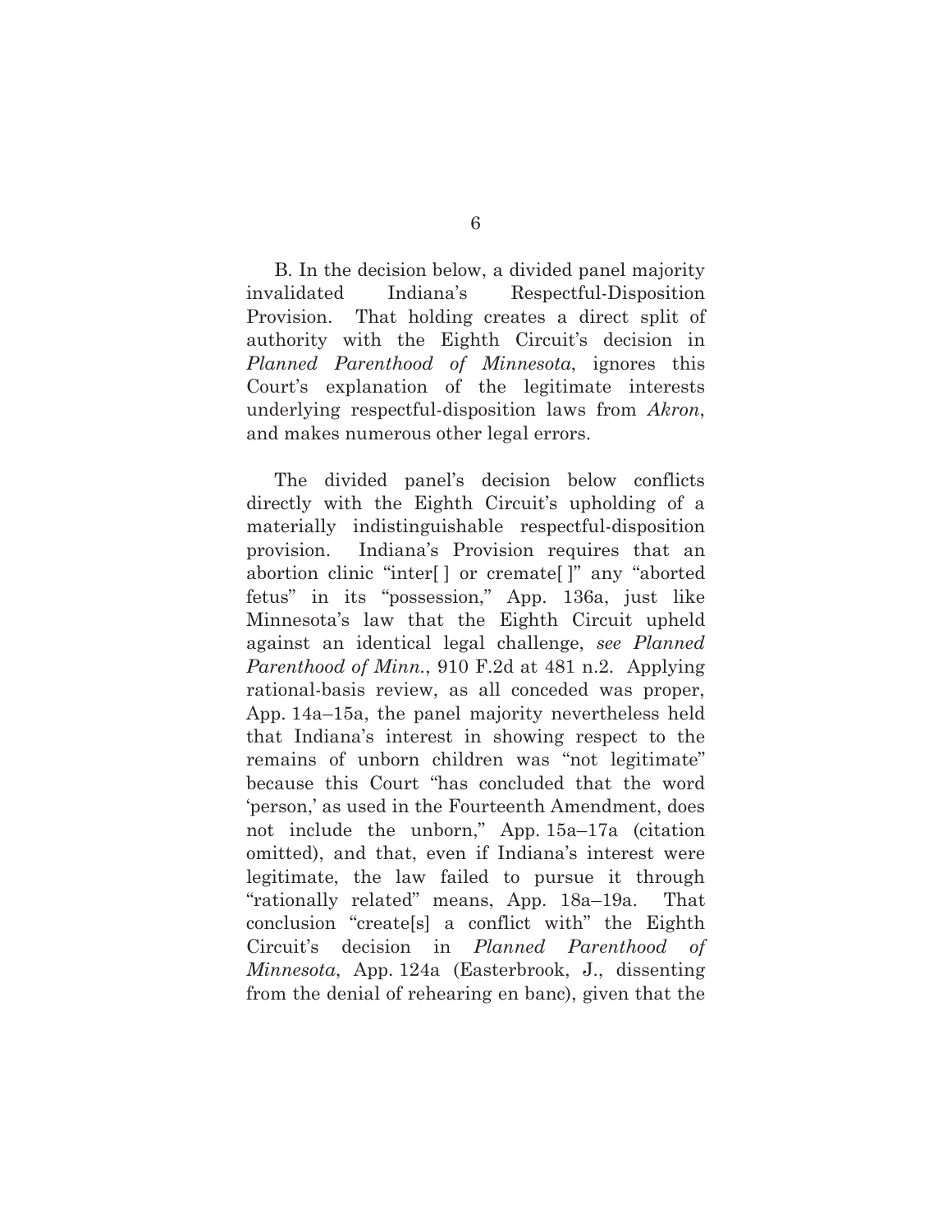B. In the decision below, a divided panel majority invalidated Indiana's Respectful-Disposition Provision. That holding creates a direct split of authority with the Eighth Circuit's decision in *Planned Parenthood of Minnesota*, ignores this Court's explanation of the legitimate interests underlying respectful-disposition laws from *Akron*, and makes numerous other legal errors.

The divided panel's decision below conflicts directly with the Eighth Circuit's upholding of a materially indistinguishable respectful-disposition provision. Indiana's Provision requires that an abortion clinic "inter[ ] or cremate[ ]" any "aborted fetus" in its "possession," App. 136a, just like Minnesota's law that the Eighth Circuit upheld against an identical legal challenge, *see Planned Parenthood of Minn.*, 910 F.2d at 481 n.2. Applying rational-basis review, as all conceded was proper, App. 14a–15a, the panel majority nevertheless held that Indiana's interest in showing respect to the remains of unborn children was "not legitimate" because this Court "has concluded that the word 'person,' as used in the Fourteenth Amendment, does not include the unborn," App. 15a–17a (citation omitted), and that, even if Indiana's interest were legitimate, the law failed to pursue it through "rationally related" means, App. 18a–19a. That conclusion "create[s] a conflict with" the Eighth Circuit's decision in *Planned Parenthood of Minnesota*, App. 124a (Easterbrook, J., dissenting from the denial of rehearing en banc), given that the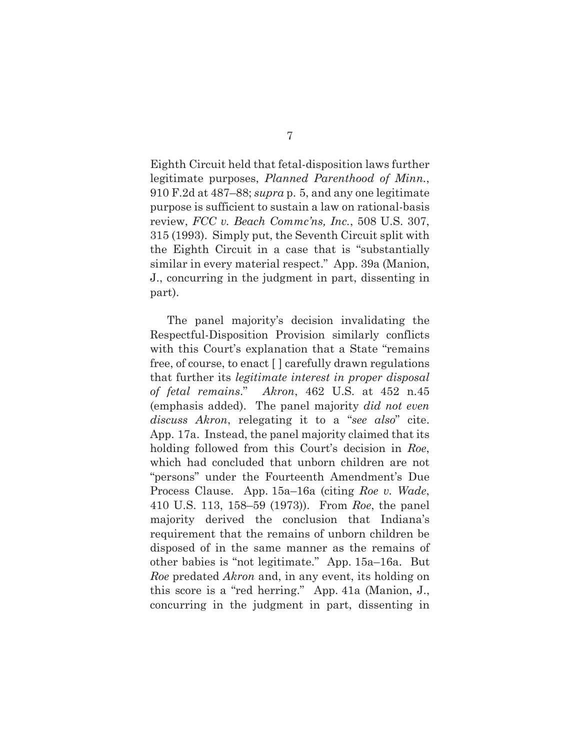Eighth Circuit held that fetal-disposition laws further legitimate purposes, *Planned Parenthood of Minn.*, 910 F.2d at 487–88; *supra* p. 5, and any one legitimate purpose is sufficient to sustain a law on rational-basis review, *FCC v. Beach Commc'ns, Inc.*, 508 U.S. 307, 315 (1993). Simply put, the Seventh Circuit split with the Eighth Circuit in a case that is "substantially similar in every material respect." App. 39a (Manion, J., concurring in the judgment in part, dissenting in part).

The panel majority's decision invalidating the Respectful-Disposition Provision similarly conflicts with this Court's explanation that a State "remains free, of course, to enact [ ] carefully drawn regulations that further its *legitimate interest in proper disposal of fetal remains*." *Akron*, 462 U.S. at 452 n.45 (emphasis added). The panel majority *did not even discuss Akron*, relegating it to a "*see also*" cite. App. 17a. Instead, the panel majority claimed that its holding followed from this Court's decision in *Roe*, which had concluded that unborn children are not "persons" under the Fourteenth Amendment's Due Process Clause. App. 15a–16a (citing *Roe v. Wade*, 410 U.S. 113, 158–59 (1973)). From *Roe*, the panel majority derived the conclusion that Indiana's requirement that the remains of unborn children be disposed of in the same manner as the remains of other babies is "not legitimate." App. 15a–16a. But *Roe* predated *Akron* and, in any event, its holding on this score is a "red herring." App. 41a (Manion, J., concurring in the judgment in part, dissenting in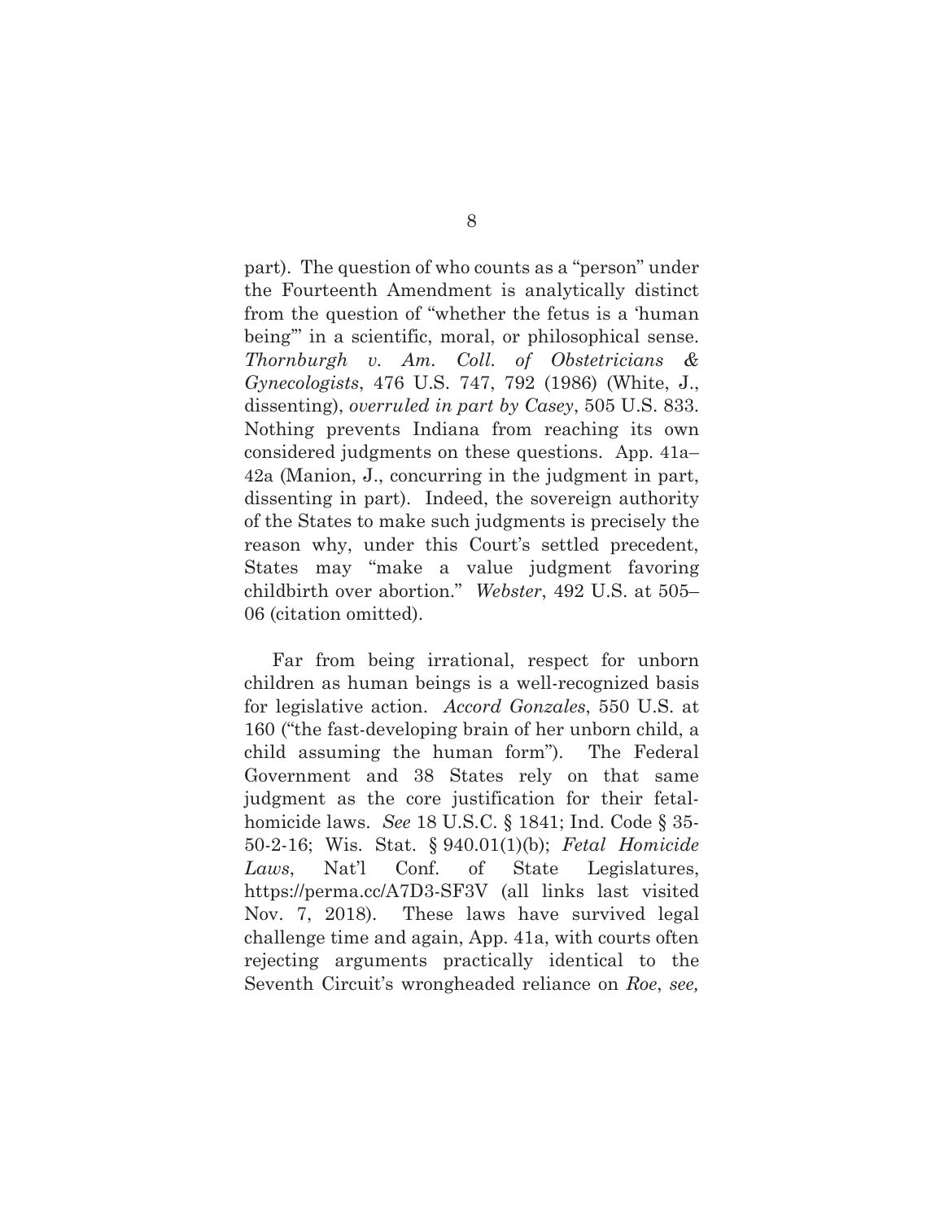part). The question of who counts as a "person" under the Fourteenth Amendment is analytically distinct from the question of "whether the fetus is a 'human being'" in a scientific, moral, or philosophical sense. *Thornburgh v. Am. Coll. of Obstetricians & Gynecologists*, 476 U.S. 747, 792 (1986) (White, J., dissenting), *overruled in part by Casey*, 505 U.S. 833. Nothing prevents Indiana from reaching its own considered judgments on these questions. App. 41a–42a (Manion, J., concurring in the judgment in part, dissenting in part). Indeed, the sovereign authority of the States to make such judgments is precisely the reason why, under this Court's settled precedent, States may "make a value judgment favoring childbirth over abortion." *Webster*, 492 U.S. at 505–06 (citation omitted).

Far from being irrational, respect for unborn children as human beings is a well-recognized basis for legislative action. *Accord Gonzales*, 550 U.S. at 160 ("the fast-developing brain of her unborn child, a child assuming the human form"). The Federal Government and 38 States rely on that same judgment as the core justification for their fetal-homicide laws. *See* 18 U.S.C. § 1841; Ind. Code § 35-50-2-16; Wis. Stat. § 940.01(1)(b); *Fetal Homicide Laws*, Nat'l Conf. of State Legislatures, https://perma.cc/A7D3-SF3V (all links last visited Nov. 7, 2018). These laws have survived legal challenge time and again, App. 41a, with courts often rejecting arguments practically identical to the Seventh Circuit's wrongheaded reliance on *Roe*, *see,*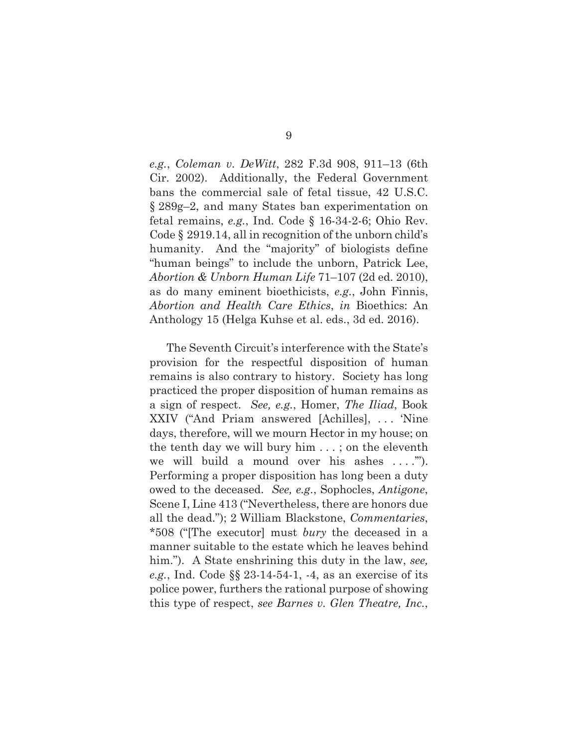*e.g.*, *Coleman v. DeWitt*, 282 F.3d 908, 911–13 (6th Cir. 2002). Additionally, the Federal Government bans the commercial sale of fetal tissue, 42 U.S.C. § 289g–2, and many States ban experimentation on fetal remains, *e.g.*, Ind. Code § 16-34-2-6; Ohio Rev. Code § 2919.14, all in recognition of the unborn child's humanity. And the "majority" of biologists define "human beings" to include the unborn, Patrick Lee, *Abortion & Unborn Human Life* 71–107 (2d ed. 2010), as do many eminent bioethicists, *e.g.*, John Finnis, *Abortion and Health Care Ethics*, *in* Bioethics: An Anthology 15 (Helga Kuhse et al. eds., 3d ed. 2016).

The Seventh Circuit's interference with the State's provision for the respectful disposition of human remains is also contrary to history. Society has long practiced the proper disposition of human remains as a sign of respect. *See, e.g.*, Homer, *The Iliad*, Book XXIV ("And Priam answered [Achilles], . . . 'Nine days, therefore, will we mourn Hector in my house; on the tenth day we will bury him . . . ; on the eleventh we will build a mound over his ashes . . . .'"). Performing a proper disposition has long been a duty owed to the deceased. *See, e.g.*, Sophocles, *Antigone*, Scene I, Line 413 ("Nevertheless, there are honors due all the dead."); 2 William Blackstone, *Commentaries*, \*508 ("[The executor] must *bury* the deceased in a manner suitable to the estate which he leaves behind him."). A State enshrining this duty in the law, *see, e.g.*, Ind. Code §§ 23-14-54-1, -4, as an exercise of its police power, furthers the rational purpose of showing this type of respect, *see Barnes v. Glen Theatre, Inc.*,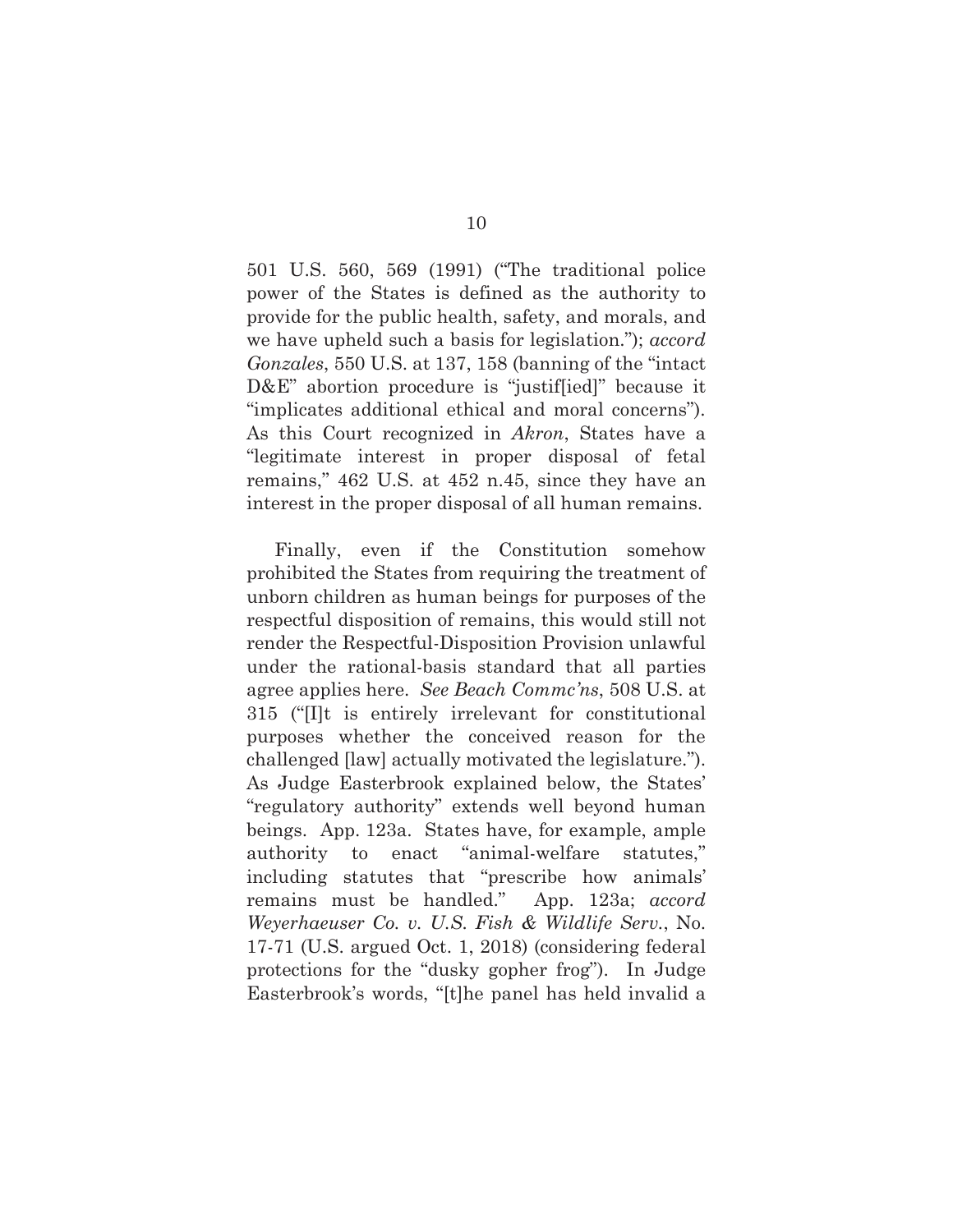501 U.S. 560, 569 (1991) ("The traditional police power of the States is defined as the authority to provide for the public health, safety, and morals, and we have upheld such a basis for legislation."); *accord Gonzales*, 550 U.S. at 137, 158 (banning of the "intact D&E" abortion procedure is "justif[ied]" because it "implicates additional ethical and moral concerns"). As this Court recognized in *Akron*, States have a "legitimate interest in proper disposal of fetal remains," 462 U.S. at 452 n.45, since they have an interest in the proper disposal of all human remains.

Finally, even if the Constitution somehow prohibited the States from requiring the treatment of unborn children as human beings for purposes of the respectful disposition of remains, this would still not render the Respectful-Disposition Provision unlawful under the rational-basis standard that all parties agree applies here. *See Beach Commc'ns*, 508 U.S. at 315 ("[I]t is entirely irrelevant for constitutional purposes whether the conceived reason for the challenged [law] actually motivated the legislature."). As Judge Easterbrook explained below, the States' "regulatory authority" extends well beyond human beings. App. 123a. States have, for example, ample authority to enact "animal-welfare statutes," including statutes that "prescribe how animals' remains must be handled." App. 123a; *accord Weyerhaeuser Co. v. U.S. Fish & Wildlife Serv.*, No. 17-71 (U.S. argued Oct. 1, 2018) (considering federal protections for the "dusky gopher frog"). In Judge Easterbrook's words, "[t]he panel has held invalid a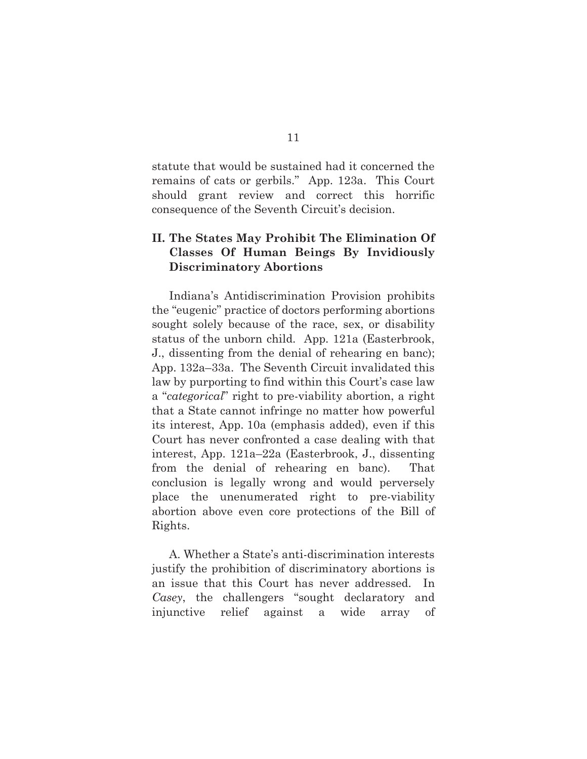statute that would be sustained had it concerned the remains of cats or gerbils." App. 123a. This Court should grant review and correct this horrific consequence of the Seventh Circuit's decision.

## II. The States May Prohibit The Elimination Of Classes Of Human Beings By Invidiously Discriminatory Abortions

Indiana's Antidiscrimination Provision prohibits the "eugenic" practice of doctors performing abortions sought solely because of the race, sex, or disability status of the unborn child. App. 121a (Easterbrook, J., dissenting from the denial of rehearing en banc); App. 132a–33a. The Seventh Circuit invalidated this law by purporting to find within this Court's case law a "*categorical*" right to pre-viability abortion, a right that a State cannot infringe no matter how powerful its interest, App. 10a (emphasis added), even if this Court has never confronted a case dealing with that interest, App. 121a–22a (Easterbrook, J., dissenting from the denial of rehearing en banc). That conclusion is legally wrong and would perversely place the unenumerated right to pre-viability abortion above even core protections of the Bill of Rights.

A. Whether a State's anti-discrimination interests justify the prohibition of discriminatory abortions is an issue that this Court has never addressed. In *Casey*, the challengers "sought declaratory and injunctive relief against a wide array of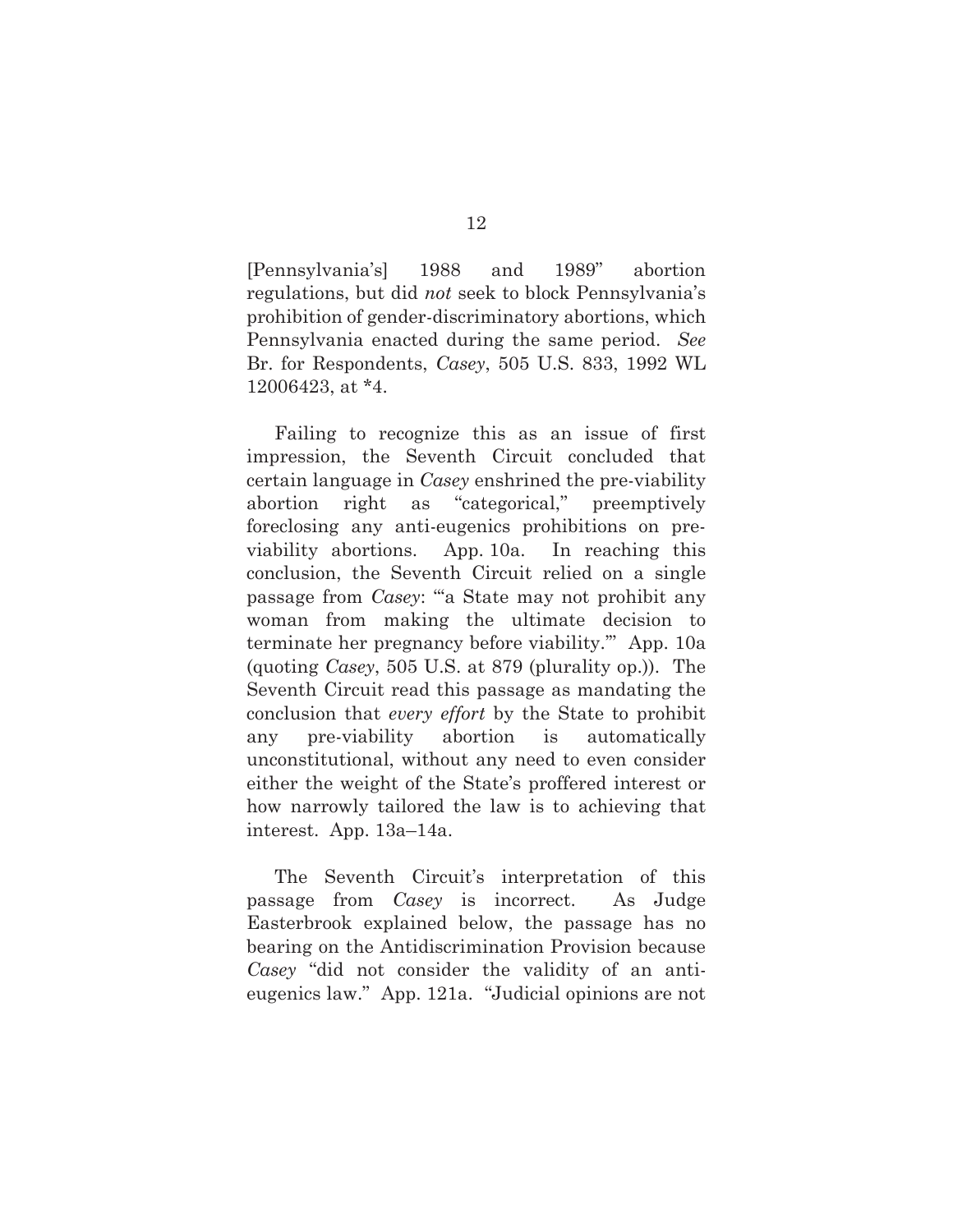[Pennsylvania's] 1988 and 1989" abortion regulations, but did *not* seek to block Pennsylvania's prohibition of gender-discriminatory abortions, which Pennsylvania enacted during the same period. *See* Br. for Respondents, *Casey*, 505 U.S. 833, 1992 WL 12006423, at *4.

Failing to recognize this as an issue of first impression, the Seventh Circuit concluded that certain language in *Casey* enshrined the pre-viability abortion right as "categorical," preemptively foreclosing any anti-eugenics prohibitions on pre-viability abortions. App. 10a. In reaching this conclusion, the Seventh Circuit relied on a single passage from *Casey*: "'a State may not prohibit any woman from making the ultimate decision to terminate her pregnancy before viability.'" App. 10a (quoting *Casey*, 505 U.S. at 879 (plurality op.)). The Seventh Circuit read this passage as mandating the conclusion that *every effort* by the State to prohibit any pre-viability abortion is automatically unconstitutional, without any need to even consider either the weight of the State's proffered interest or how narrowly tailored the law is to achieving that interest. App. 13a–14a.

The Seventh Circuit's interpretation of this passage from *Casey* is incorrect. As Judge Easterbrook explained below, the passage has no bearing on the Antidiscrimination Provision because *Casey* "did not consider the validity of an anti-eugenics law." App. 121a. "Judicial opinions are not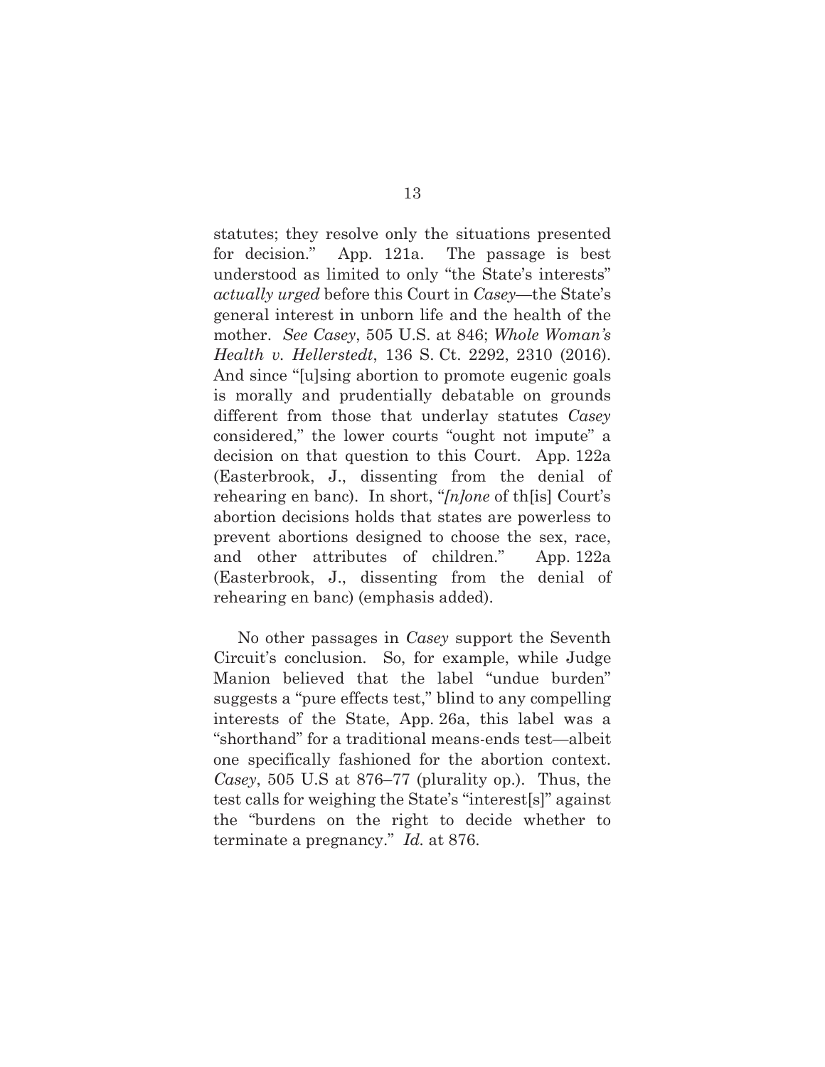statutes; they resolve only the situations presented for decision." App. 121a. The passage is best understood as limited to only "the State's interests" *actually urged* before this Court in *Casey*—the State's general interest in unborn life and the health of the mother. *See Casey*, 505 U.S. at 846; *Whole Woman's Health v. Hellerstedt*, 136 S. Ct. 2292, 2310 (2016). And since "[u]sing abortion to promote eugenic goals is morally and prudentially debatable on grounds different from those that underlay statutes *Casey* considered," the lower courts "ought not impute" a decision on that question to this Court. App. 122a (Easterbrook, J., dissenting from the denial of rehearing en banc). In short, "*[n]one* of th[is] Court's abortion decisions holds that states are powerless to prevent abortions designed to choose the sex, race, and other attributes of children." App. 122a (Easterbrook, J., dissenting from the denial of rehearing en banc) (emphasis added).

No other passages in *Casey* support the Seventh Circuit's conclusion. So, for example, while Judge Manion believed that the label "undue burden" suggests a "pure effects test," blind to any compelling interests of the State, App. 26a, this label was a "shorthand" for a traditional means-ends test—albeit one specifically fashioned for the abortion context. *Casey*, 505 U.S at 876–77 (plurality op.). Thus, the test calls for weighing the State's "interest[s]" against the "burdens on the right to decide whether to terminate a pregnancy." *Id.* at 876.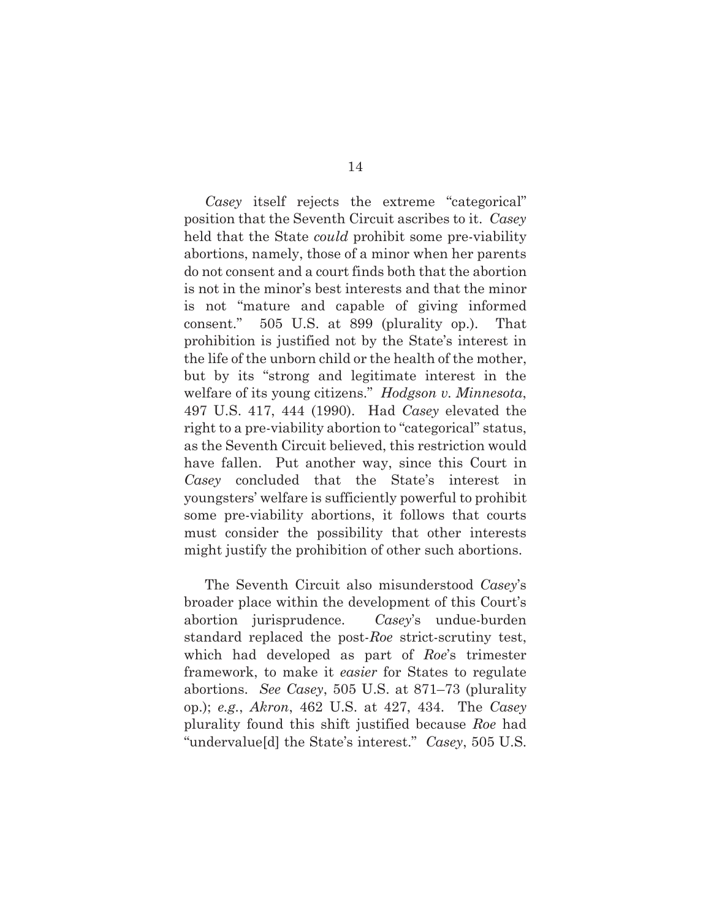*Casey* itself rejects the extreme "categorical" position that the Seventh Circuit ascribes to it. *Casey* held that the State *could* prohibit some pre-viability abortions, namely, those of a minor when her parents do not consent and a court finds both that the abortion is not in the minor's best interests and that the minor is not "mature and capable of giving informed consent." 505 U.S. at 899 (plurality op.). That prohibition is justified not by the State's interest in the life of the unborn child or the health of the mother, but by its "strong and legitimate interest in the welfare of its young citizens." *Hodgson v. Minnesota*, 497 U.S. 417, 444 (1990). Had *Casey* elevated the right to a pre-viability abortion to "categorical" status, as the Seventh Circuit believed, this restriction would have fallen. Put another way, since this Court in *Casey* concluded that the State's interest in youngsters' welfare is sufficiently powerful to prohibit some pre-viability abortions, it follows that courts must consider the possibility that other interests might justify the prohibition of other such abortions.

The Seventh Circuit also misunderstood *Casey*'s broader place within the development of this Court's abortion jurisprudence. *Casey*'s undue-burden standard replaced the post-*Roe* strict-scrutiny test, which had developed as part of *Roe*'s trimester framework, to make it *easier* for States to regulate abortions. *See Casey*, 505 U.S. at 871–73 (plurality op.); *e.g.*, *Akron*, 462 U.S. at 427, 434. The *Casey* plurality found this shift justified because *Roe* had "undervalue[d] the State's interest." *Casey*, 505 U.S.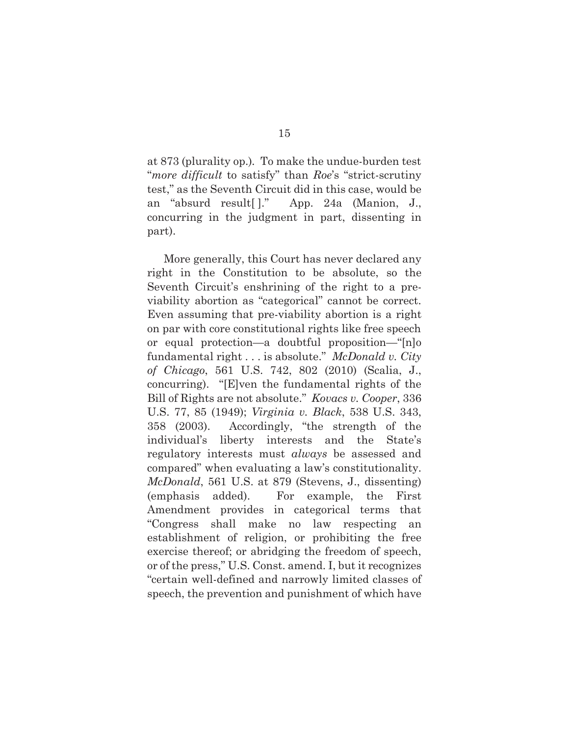at 873 (plurality op.). To make the undue-burden test "*more difficult* to satisfy" than *Roe*'s "strict-scrutiny test," as the Seventh Circuit did in this case, would be an "absurd result[ ]." App. 24a (Manion, J., concurring in the judgment in part, dissenting in part).

More generally, this Court has never declared any right in the Constitution to be absolute, so the Seventh Circuit's enshrining of the right to a pre-viability abortion as "categorical" cannot be correct. Even assuming that pre-viability abortion is a right on par with core constitutional rights like free speech or equal protection—a doubtful proposition—"[n]o fundamental right . . . is absolute." *McDonald v. City of Chicago*, 561 U.S. 742, 802 (2010) (Scalia, J., concurring). "[E]ven the fundamental rights of the Bill of Rights are not absolute." *Kovacs v. Cooper*, 336 U.S. 77, 85 (1949); *Virginia v. Black*, 538 U.S. 343, 358 (2003). Accordingly, "the strength of the individual's liberty interests and the State's regulatory interests must *always* be assessed and compared" when evaluating a law's constitutionality. *McDonald*, 561 U.S. at 879 (Stevens, J., dissenting) (emphasis added). For example, the First Amendment provides in categorical terms that "Congress shall make no law respecting an establishment of religion, or prohibiting the free exercise thereof; or abridging the freedom of speech, or of the press," U.S. Const. amend. I, but it recognizes "certain well-defined and narrowly limited classes of speech, the prevention and punishment of which have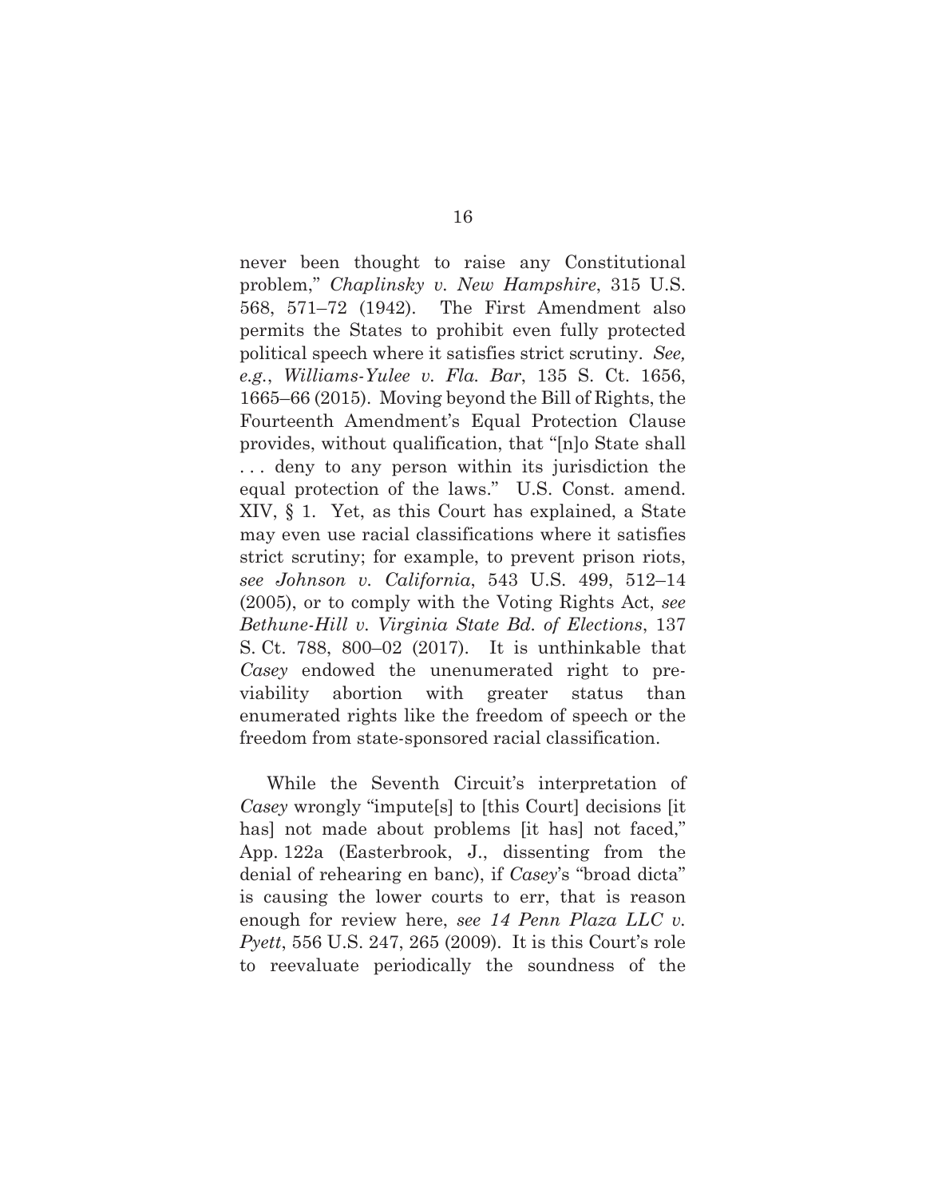never been thought to raise any Constitutional problem," *Chaplinsky v. New Hampshire*, 315 U.S. 568, 571–72 (1942). The First Amendment also permits the States to prohibit even fully protected political speech where it satisfies strict scrutiny. *See, e.g.*, *Williams-Yulee v. Fla. Bar*, 135 S. Ct. 1656, 1665–66 (2015). Moving beyond the Bill of Rights, the Fourteenth Amendment's Equal Protection Clause provides, without qualification, that "[n]o State shall . . . deny to any person within its jurisdiction the equal protection of the laws." U.S. Const. amend. XIV, § 1. Yet, as this Court has explained, a State may even use racial classifications where it satisfies strict scrutiny; for example, to prevent prison riots, *see Johnson v. California*, 543 U.S. 499, 512–14 (2005), or to comply with the Voting Rights Act, *see Bethune-Hill v. Virginia State Bd. of Elections*, 137 S. Ct. 788, 800–02 (2017). It is unthinkable that *Casey* endowed the unenumerated right to pre-viability abortion with greater status than enumerated rights like the freedom of speech or the freedom from state-sponsored racial classification.

While the Seventh Circuit's interpretation of *Casey* wrongly "impute[s] to [this Court] decisions [it has] not made about problems [it has] not faced," App. 122a (Easterbrook, J., dissenting from the denial of rehearing en banc), if *Casey*'s "broad dicta" is causing the lower courts to err, that is reason enough for review here, *see 14 Penn Plaza LLC v. Pyett*, 556 U.S. 247, 265 (2009). It is this Court's role to reevaluate periodically the soundness of the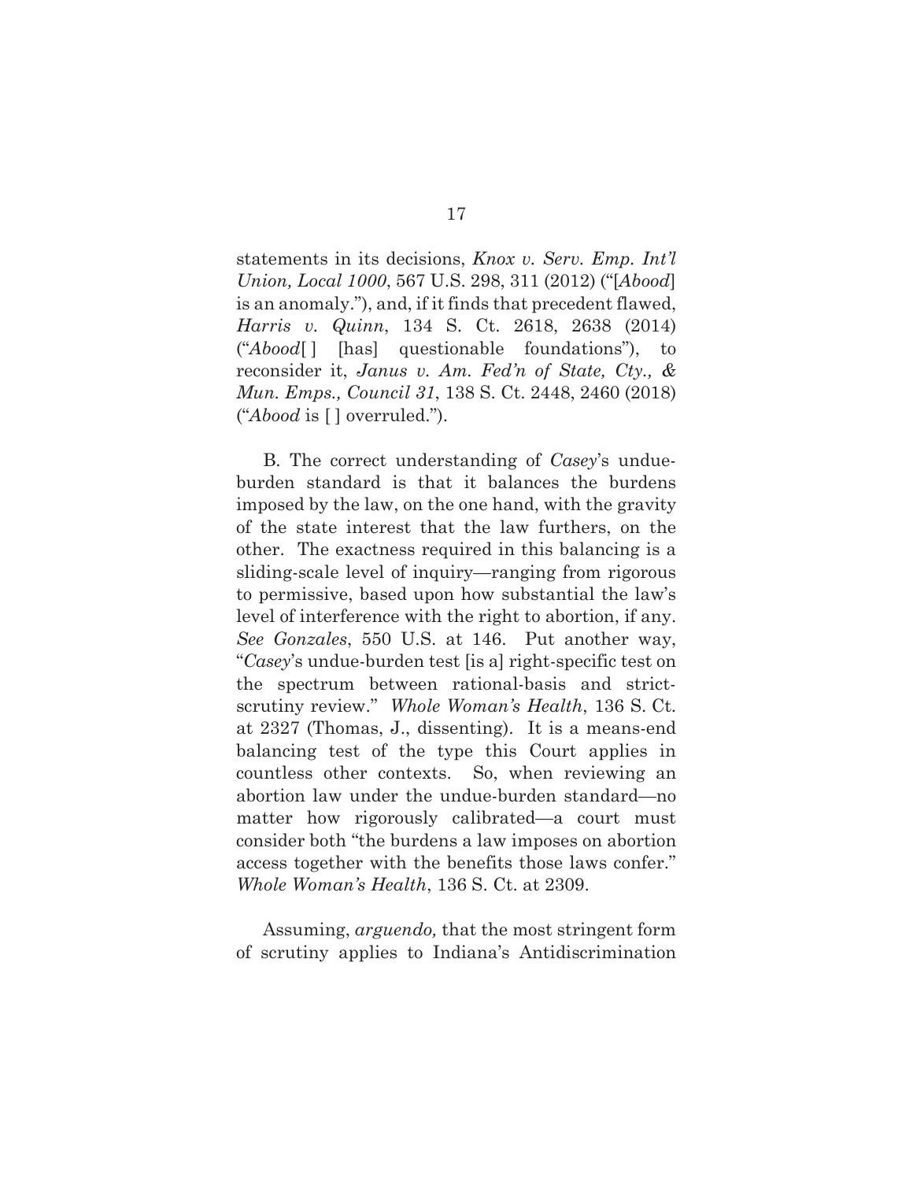statements in its decisions, *Knox v. Serv. Emp. Int'l Union, Local 1000*, 567 U.S. 298, 311 (2012) ("[*Abood*] is an anomaly."), and, if it finds that precedent flawed, *Harris v. Quinn*, 134 S. Ct. 2618, 2638 (2014) ("*Abood*[ ] [has] questionable foundations"), to reconsider it, *Janus v. Am. Fed'n of State, Cty., & Mun. Emps., Council 31*, 138 S. Ct. 2448, 2460 (2018) ("*Abood* is [ ] overruled.").

B. The correct understanding of *Casey*'s undue-burden standard is that it balances the burdens imposed by the law, on the one hand, with the gravity of the state interest that the law furthers, on the other. The exactness required in this balancing is a sliding-scale level of inquiry—ranging from rigorous to permissive, based upon how substantial the law's level of interference with the right to abortion, if any. *See Gonzales*, 550 U.S. at 146. Put another way, "*Casey*'s undue-burden test [is a] right-specific test on the spectrum between rational-basis and strict-scrutiny review." *Whole Woman's Health*, 136 S. Ct. at 2327 (Thomas, J., dissenting). It is a means-end balancing test of the type this Court applies in countless other contexts. So, when reviewing an abortion law under the undue-burden standard—no matter how rigorously calibrated—a court must consider both "the burdens a law imposes on abortion access together with the benefits those laws confer." *Whole Woman's Health*, 136 S. Ct. at 2309.

Assuming, *arguendo,* that the most stringent form of scrutiny applies to Indiana's Antidiscrimination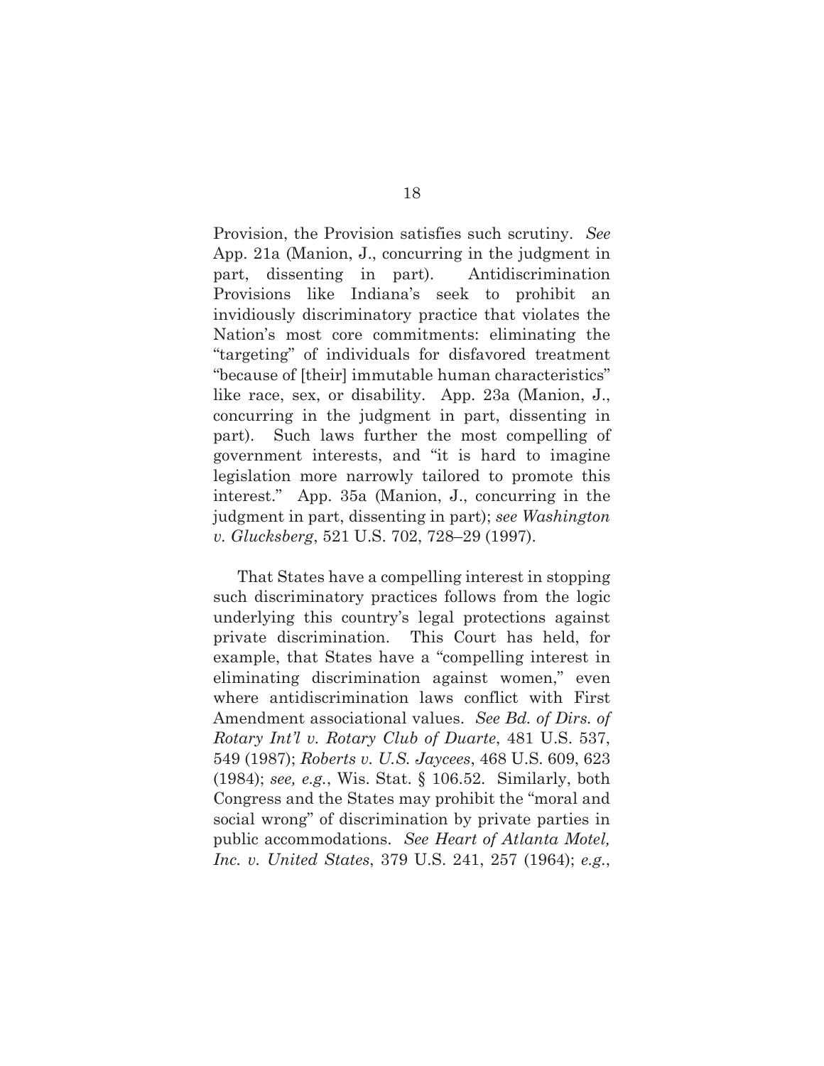Provision, the Provision satisfies such scrutiny. *See* App. 21a (Manion, J., concurring in the judgment in part, dissenting in part). Antidiscrimination Provisions like Indiana's seek to prohibit an invidiously discriminatory practice that violates the Nation's most core commitments: eliminating the "targeting" of individuals for disfavored treatment "because of [their] immutable human characteristics" like race, sex, or disability. App. 23a (Manion, J., concurring in the judgment in part, dissenting in part). Such laws further the most compelling of government interests, and "it is hard to imagine legislation more narrowly tailored to promote this interest." App. 35a (Manion, J., concurring in the judgment in part, dissenting in part); *see Washington v. Glucksberg*, 521 U.S. 702, 728–29 (1997).

That States have a compelling interest in stopping such discriminatory practices follows from the logic underlying this country's legal protections against private discrimination. This Court has held, for example, that States have a "compelling interest in eliminating discrimination against women," even where antidiscrimination laws conflict with First Amendment associational values. *See Bd. of Dirs. of Rotary Int'l v. Rotary Club of Duarte*, 481 U.S. 537, 549 (1987); *Roberts v. U.S. Jaycees*, 468 U.S. 609, 623 (1984); *see, e.g.*, Wis. Stat. § 106.52. Similarly, both Congress and the States may prohibit the "moral and social wrong" of discrimination by private parties in public accommodations. *See Heart of Atlanta Motel, Inc. v. United States*, 379 U.S. 241, 257 (1964); *e.g.*,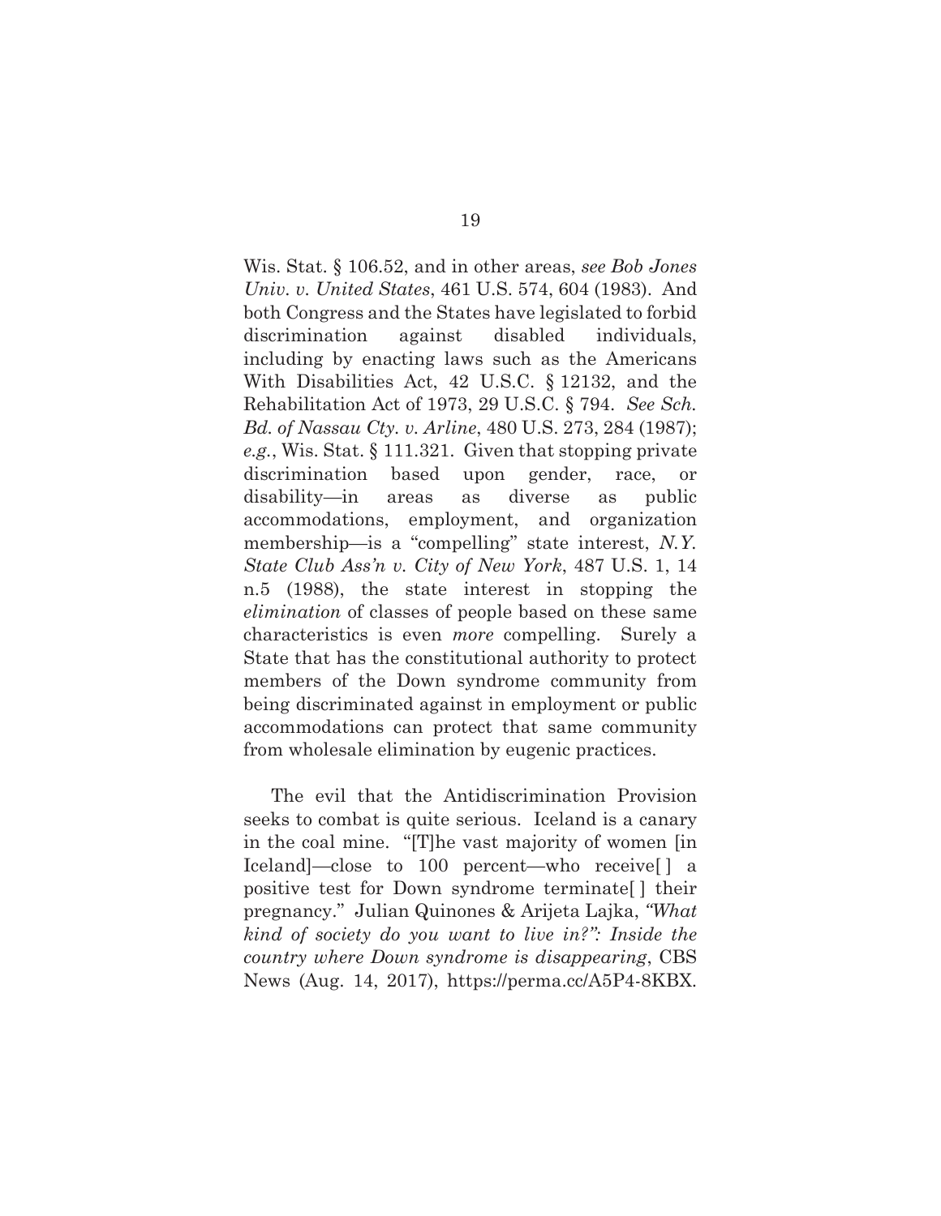Wis. Stat. § 106.52, and in other areas, *see Bob Jones Univ. v. United States*, 461 U.S. 574, 604 (1983). And both Congress and the States have legislated to forbid discrimination against disabled individuals, including by enacting laws such as the Americans With Disabilities Act, 42 U.S.C. § 12132, and the Rehabilitation Act of 1973, 29 U.S.C. § 794. *See Sch. Bd. of Nassau Cty. v. Arline*, 480 U.S. 273, 284 (1987); *e.g.*, Wis. Stat. § 111.321. Given that stopping private discrimination based upon gender, race, or disability—in areas as diverse as public accommodations, employment, and organization membership—is a "compelling" state interest, *N.Y. State Club Ass'n v. City of New York*, 487 U.S. 1, 14 n.5 (1988), the state interest in stopping the *elimination* of classes of people based on these same characteristics is even *more* compelling. Surely a State that has the constitutional authority to protect members of the Down syndrome community from being discriminated against in employment or public accommodations can protect that same community from wholesale elimination by eugenic practices.

The evil that the Antidiscrimination Provision seeks to combat is quite serious. Iceland is a canary in the coal mine. "[T]he vast majority of women [in Iceland]—close to 100 percent—who receive[ ] a positive test for Down syndrome terminate[ ] their pregnancy." Julian Quinones & Arijeta Lajka, *"What kind of society do you want to live in?": Inside the country where Down syndrome is disappearing*, CBS News (Aug. 14, 2017), https://perma.cc/A5P4-8KBX.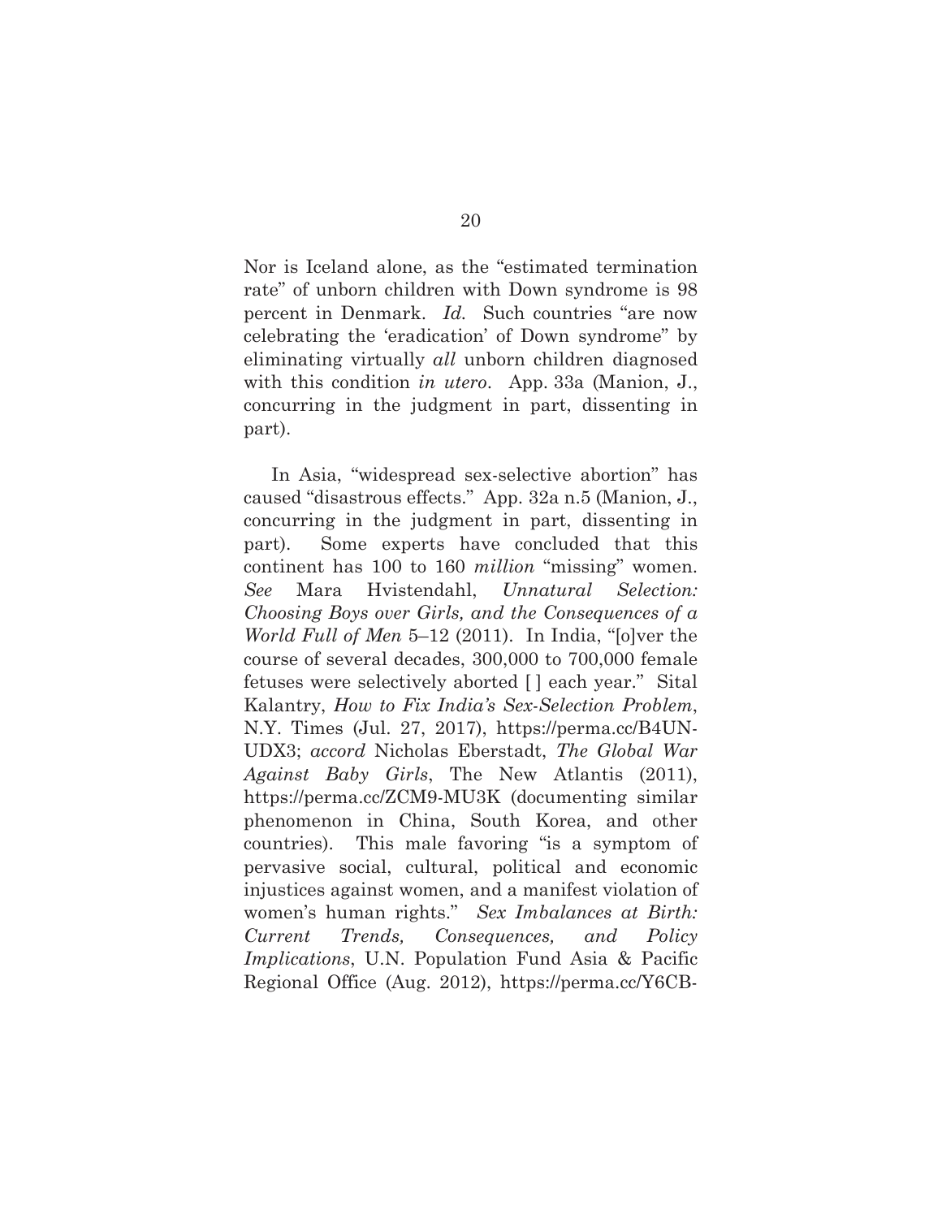Nor is Iceland alone, as the "estimated termination rate" of unborn children with Down syndrome is 98 percent in Denmark. *Id.* Such countries "are now celebrating the 'eradication' of Down syndrome" by eliminating virtually *all* unborn children diagnosed with this condition *in utero*. App. 33a (Manion, J., concurring in the judgment in part, dissenting in part).

In Asia, "widespread sex-selective abortion" has caused "disastrous effects." App. 32a n.5 (Manion, J., concurring in the judgment in part, dissenting in part). Some experts have concluded that this continent has 100 to 160 *million* "missing" women. *See* Mara Hvistendahl, *Unnatural Selection: Choosing Boys over Girls, and the Consequences of a World Full of Men* 5–12 (2011). In India, "[o]ver the course of several decades, 300,000 to 700,000 female fetuses were selectively aborted [ ] each year." Sital Kalantry, *How to Fix India's Sex-Selection Problem*, N.Y. Times (Jul. 27, 2017), https://perma.cc/B4UN-UDX3; *accord* Nicholas Eberstadt, *The Global War Against Baby Girls*, The New Atlantis (2011), https://perma.cc/ZCM9-MU3K (documenting similar phenomenon in China, South Korea, and other countries). This male favoring "is a symptom of pervasive social, cultural, political and economic injustices against women, and a manifest violation of women's human rights." *Sex Imbalances at Birth: Current Trends, Consequences, and Policy Implications*, U.N. Population Fund Asia & Pacific Regional Office (Aug. 2012), https://perma.cc/Y6CB-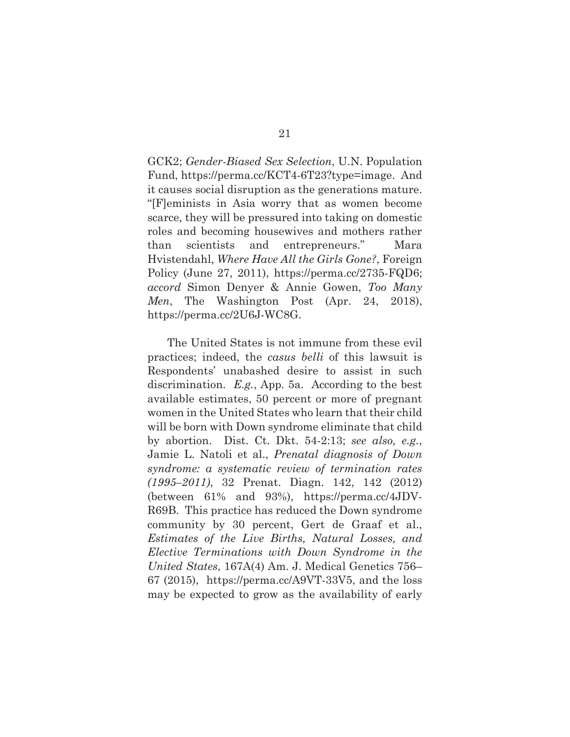GCK2; *Gender-Biased Sex Selection*, U.N. Population Fund, https://perma.cc/KCT4-6T23?type=image. And it causes social disruption as the generations mature. "[F]eminists in Asia worry that as women become scarce, they will be pressured into taking on domestic roles and becoming housewives and mothers rather than scientists and entrepreneurs." Mara Hvistendahl, *Where Have All the Girls Gone?*, Foreign Policy (June 27, 2011), https://perma.cc/2735-FQD6; *accord* Simon Denyer & Annie Gowen, *Too Many Men*, The Washington Post (Apr. 24, 2018), https://perma.cc/2U6J-WC8G.

The United States is not immune from these evil practices; indeed, the *casus belli* of this lawsuit is Respondents' unabashed desire to assist in such discrimination. *E.g.*, App. 5a. According to the best available estimates, 50 percent or more of pregnant women in the United States who learn that their child will be born with Down syndrome eliminate that child by abortion. Dist. Ct. Dkt. 54-2:13; *see also, e.g.*, Jamie L. Natoli et al., *Prenatal diagnosis of Down syndrome: a systematic review of termination rates (1995–2011)*, 32 Prenat. Diagn. 142, 142 (2012) (between 61% and 93%), https://perma.cc/4JDV-R69B. This practice has reduced the Down syndrome community by 30 percent, Gert de Graaf et al., *Estimates of the Live Births, Natural Losses, and Elective Terminations with Down Syndrome in the United States*, 167A(4) Am. J. Medical Genetics 756–67 (2015), https://perma.cc/A9VT-33V5, and the loss may be expected to grow as the availability of early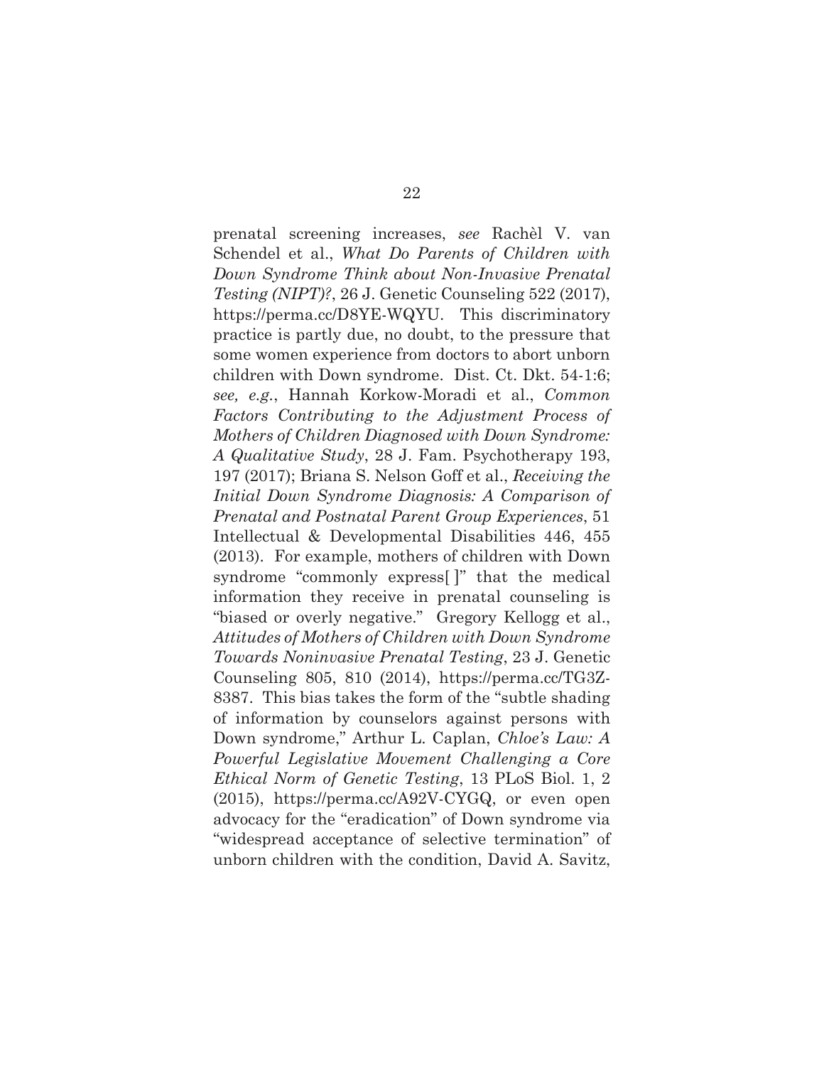prenatal screening increases, *see* Rachèl V. van Schendel et al., *What Do Parents of Children with Down Syndrome Think about Non-Invasive Prenatal Testing (NIPT)?*, 26 J. Genetic Counseling 522 (2017), https://perma.cc/D8YE-WQYU. This discriminatory practice is partly due, no doubt, to the pressure that some women experience from doctors to abort unborn children with Down syndrome. Dist. Ct. Dkt. 54-1:6; *see, e.g.*, Hannah Korkow-Moradi et al., *Common Factors Contributing to the Adjustment Process of Mothers of Children Diagnosed with Down Syndrome: A Qualitative Study*, 28 J. Fam. Psychotherapy 193, 197 (2017); Briana S. Nelson Goff et al., *Receiving the Initial Down Syndrome Diagnosis: A Comparison of Prenatal and Postnatal Parent Group Experiences*, 51 Intellectual & Developmental Disabilities 446, 455 (2013). For example, mothers of children with Down syndrome "commonly express[ ]" that the medical information they receive in prenatal counseling is "biased or overly negative." Gregory Kellogg et al., *Attitudes of Mothers of Children with Down Syndrome Towards Noninvasive Prenatal Testing*, 23 J. Genetic Counseling 805, 810 (2014), https://perma.cc/TG3Z-8387. This bias takes the form of the "subtle shading of information by counselors against persons with Down syndrome," Arthur L. Caplan, *Chloe's Law: A Powerful Legislative Movement Challenging a Core Ethical Norm of Genetic Testing*, 13 PLoS Biol. 1, 2 (2015), https://perma.cc/A92V-CYGQ, or even open advocacy for the "eradication" of Down syndrome via "widespread acceptance of selective termination" of unborn children with the condition, David A. Savitz,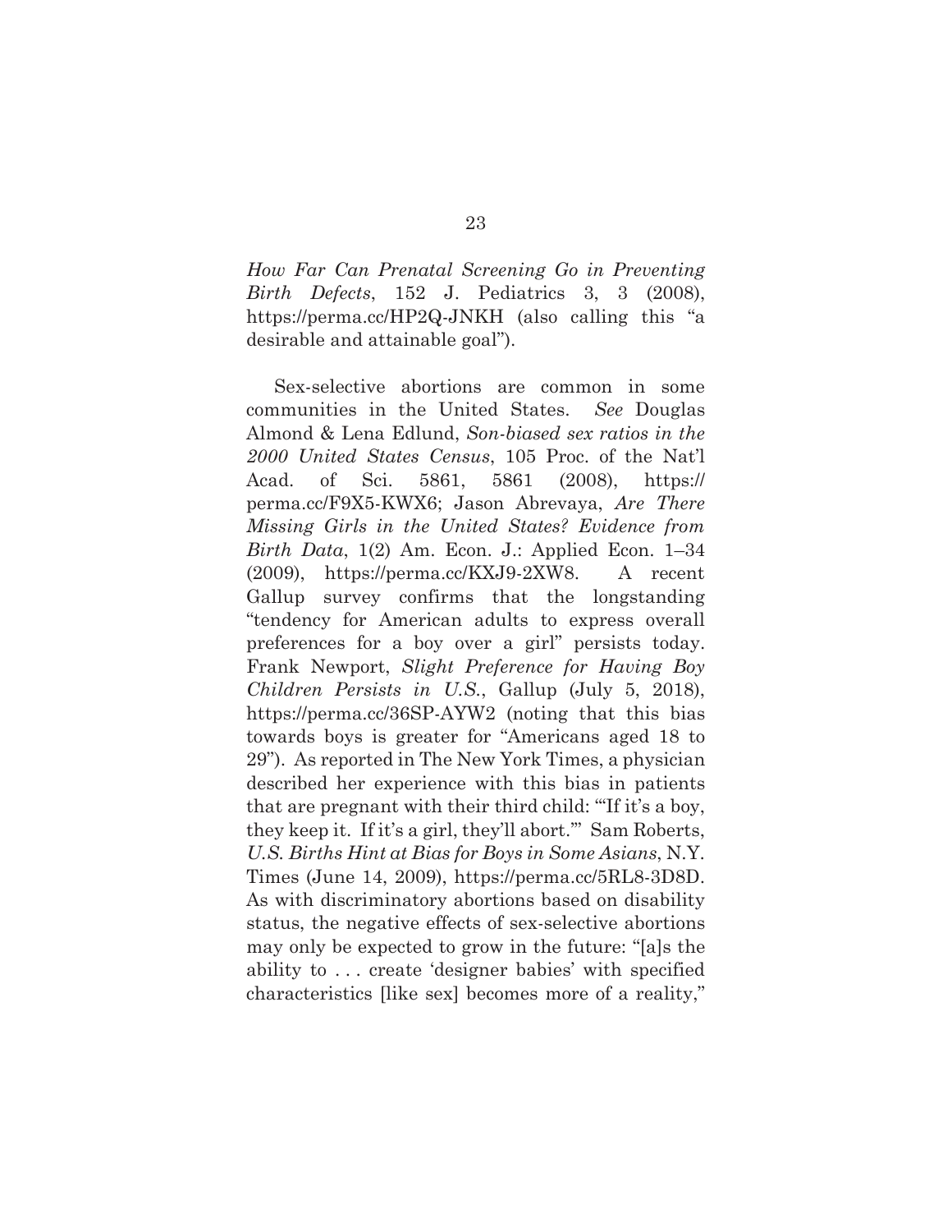*How Far Can Prenatal Screening Go in Preventing Birth Defects*, 152 J. Pediatrics 3, 3 (2008), https://perma.cc/HP2Q-JNKH (also calling this "a desirable and attainable goal").

Sex-selective abortions are common in some communities in the United States. *See* Douglas Almond & Lena Edlund, *Son-biased sex ratios in the 2000 United States Census*, 105 Proc. of the Nat'l Acad. of Sci. 5861, 5861 (2008), https://perma.cc/F9X5-KWX6; Jason Abrevaya, *Are There Missing Girls in the United States? Evidence from Birth Data*, 1(2) Am. Econ. J.: Applied Econ. 1–34 (2009), https://perma.cc/KXJ9-2XW8. A recent Gallup survey confirms that the longstanding "tendency for American adults to express overall preferences for a boy over a girl" persists today. Frank Newport, *Slight Preference for Having Boy Children Persists in U.S.*, Gallup (July 5, 2018), https://perma.cc/36SP-AYW2 (noting that this bias towards boys is greater for "Americans aged 18 to 29"). As reported in The New York Times, a physician described her experience with this bias in patients that are pregnant with their third child: "'If it's a boy, they keep it. If it's a girl, they'll abort.'" Sam Roberts, *U.S. Births Hint at Bias for Boys in Some Asians*, N.Y. Times (June 14, 2009), https://perma.cc/5RL8-3D8D. As with discriminatory abortions based on disability status, the negative effects of sex-selective abortions may only be expected to grow in the future: "[a]s the ability to . . . create 'designer babies' with specified characteristics [like sex] becomes more of a reality,"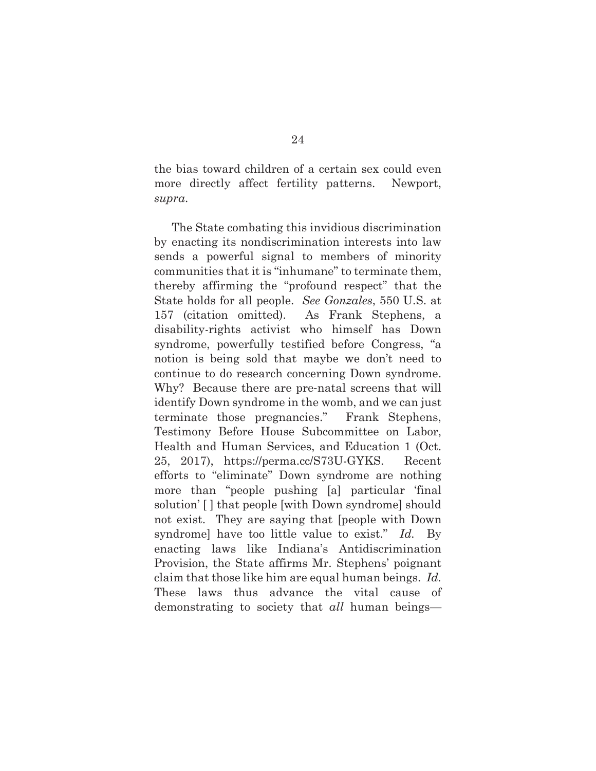the bias toward children of a certain sex could even more directly affect fertility patterns. Newport, *supra*.

The State combating this invidious discrimination by enacting its nondiscrimination interests into law sends a powerful signal to members of minority communities that it is "inhumane" to terminate them, thereby affirming the "profound respect" that the State holds for all people. *See Gonzales*, 550 U.S. at 157 (citation omitted). As Frank Stephens, a disability-rights activist who himself has Down syndrome, powerfully testified before Congress, "a notion is being sold that maybe we don't need to continue to do research concerning Down syndrome. Why? Because there are pre-natal screens that will identify Down syndrome in the womb, and we can just terminate those pregnancies." Frank Stephens, Testimony Before House Subcommittee on Labor, Health and Human Services, and Education 1 (Oct. 25, 2017), https://perma.cc/S73U-GYKS. Recent efforts to "eliminate" Down syndrome are nothing more than "people pushing [a] particular 'final solution' [ ] that people [with Down syndrome] should not exist. They are saying that [people with Down syndrome] have too little value to exist." *Id.* By enacting laws like Indiana's Antidiscrimination Provision, the State affirms Mr. Stephens' poignant claim that those like him are equal human beings. *Id.* These laws thus advance the vital cause of demonstrating to society that *all* human beings—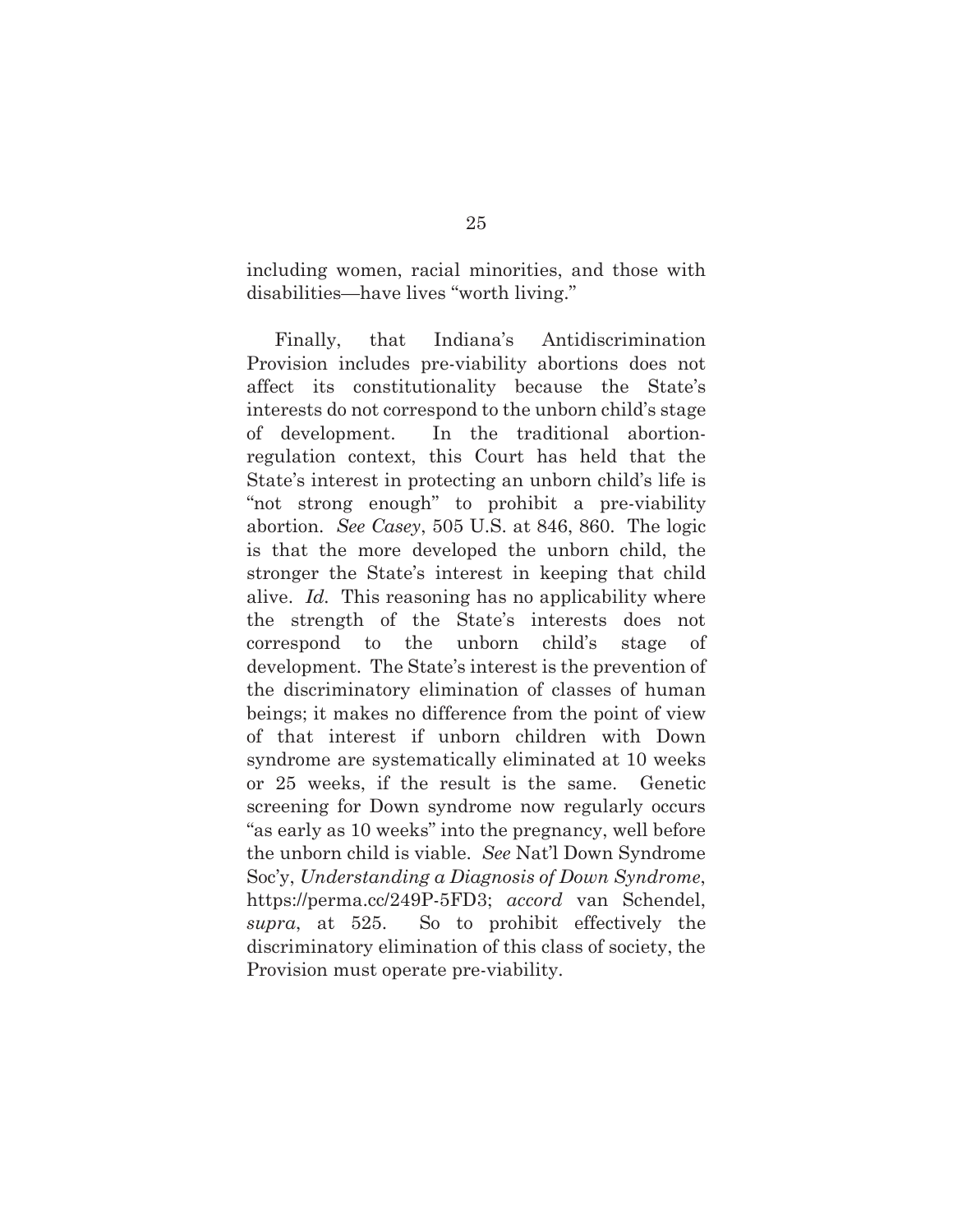including women, racial minorities, and those with disabilities—have lives "worth living."

Finally, that Indiana's Antidiscrimination Provision includes pre-viability abortions does not affect its constitutionality because the State's interests do not correspond to the unborn child's stage of development. In the traditional abortion-regulation context, this Court has held that the State's interest in protecting an unborn child's life is "not strong enough" to prohibit a pre-viability abortion. *See Casey*, 505 U.S. at 846, 860. The logic is that the more developed the unborn child, the stronger the State's interest in keeping that child alive. *Id.* This reasoning has no applicability where the strength of the State's interests does not correspond to the unborn child's stage of development. The State's interest is the prevention of the discriminatory elimination of classes of human beings; it makes no difference from the point of view of that interest if unborn children with Down syndrome are systematically eliminated at 10 weeks or 25 weeks, if the result is the same. Genetic screening for Down syndrome now regularly occurs "as early as 10 weeks" into the pregnancy, well before the unborn child is viable. *See* Nat'l Down Syndrome Soc'y, *Understanding a Diagnosis of Down Syndrome*, https://perma.cc/249P-5FD3; *accord* van Schendel, *supra*, at 525. So to prohibit effectively the discriminatory elimination of this class of society, the Provision must operate pre-viability.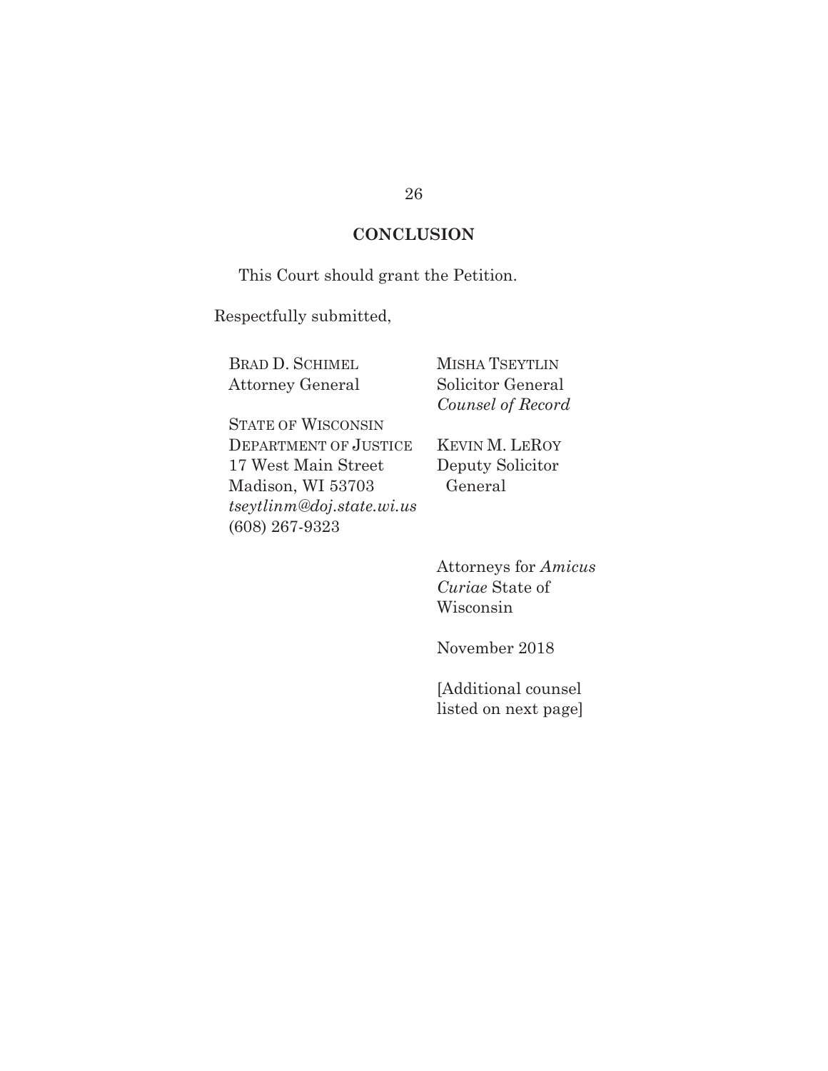## CONCLUSION

This Court should grant the Petition.

Respectfully submitted,

BRAD D. SCHIMEL
Attorney General

STATE OF WISCONSIN
DEPARTMENT OF JUSTICE
17 West Main Street
Madison, WI 53703
*tseytlinm@doj.state.wi.us*
(608) 267-9323

MISHA TSEYTLIN
Solicitor General
*Counsel of Record*

KEVIN M. LEROY
Deputy Solicitor
General

Attorneys for *Amicus Curiae* State of Wisconsin

November 2018

[Additional counsel listed on next page]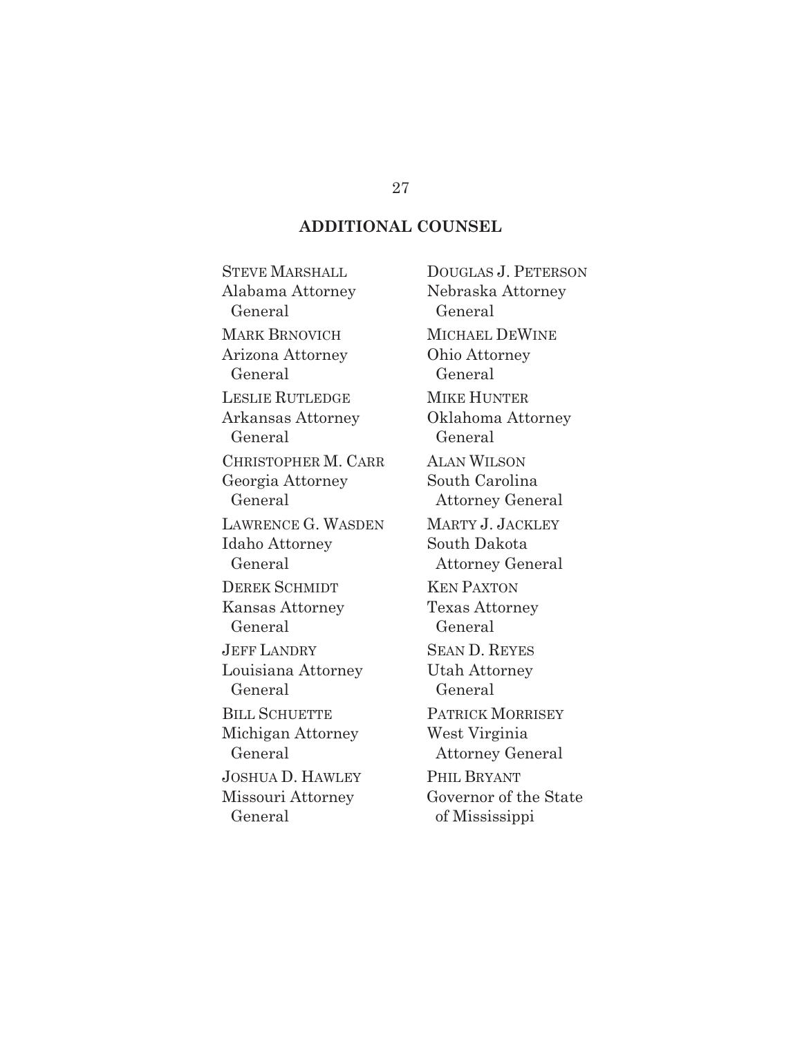## ADDITIONAL COUNSEL

STEVE MARSHALL
Alabama Attorney General

MARK BRNOVICH
Arizona Attorney General

LESLIE RUTLEDGE
Arkansas Attorney General

CHRISTOPHER M. CARR
Georgia Attorney General

LAWRENCE G. WASDEN
Idaho Attorney General

DEREK SCHMIDT
Kansas Attorney General

JEFF LANDRY
Louisiana Attorney General

BILL SCHUETTE
Michigan Attorney General

JOSHUA D. HAWLEY
Missouri Attorney General

DOUGLAS J. PETERSON
Nebraska Attorney General

MICHAEL DEWINE
Ohio Attorney General

MIKE HUNTER
Oklahoma Attorney General

ALAN WILSON
South Carolina Attorney General

MARTY J. JACKLEY
South Dakota Attorney General

KEN PAXTON
Texas Attorney General

SEAN D. REYES
Utah Attorney General

PATRICK MORRISEY
West Virginia Attorney General

PHIL BRYANT
Governor of the State of Mississippi